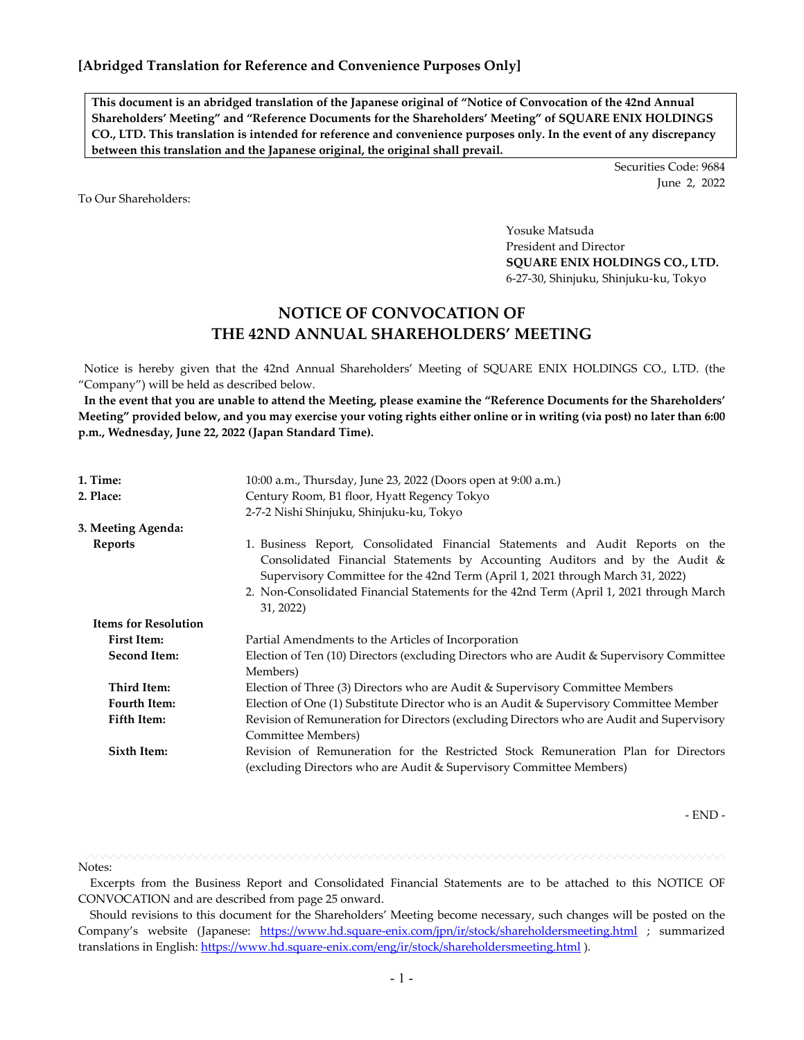**[Abridged Translation for Reference and Convenience Purposes Only]**

> **This document is an abridged translation of the Japanese original of "Notice of Convocation of the 42nd Annual Shareholders' Meeting" and "Reference Documents for the Shareholders' Meeting" of SQUARE ENIX HOLDINGS CO., LTD. This translation is intended for reference and convenience purposes only. In the event of any discrepancy between this translation and the Japanese original, the original shall prevail.**

Securities Code: 9684
June 2, 2022

To Our Shareholders:

Yosuke Matsuda
President and Director
**SQUARE ENIX HOLDINGS CO., LTD.**
6-27-30, Shinjuku, Shinjuku-ku, Tokyo

# NOTICE OF CONVOCATION OF THE 42ND ANNUAL SHAREHOLDERS' MEETING

Notice is hereby given that the 42nd Annual Shareholders' Meeting of SQUARE ENIX HOLDINGS CO., LTD. (the "Company") will be held as described below.

**In the event that you are unable to attend the Meeting, please examine the "Reference Documents for the Shareholders' Meeting" provided below, and you may exercise your voting rights either online or in writing (via post) no later than 6:00 p.m., Wednesday, June 22, 2022 (Japan Standard Time).**

**1. Time:** 10:00 a.m., Thursday, June 23, 2022 (Doors open at 9:00 a.m.)

**2. Place:** Century Room, B1 floor, Hyatt Regency Tokyo
2-7-2 Nishi Shinjuku, Shinjuku-ku, Tokyo

**3. Meeting Agenda:**

**Reports**

1. Business Report, Consolidated Financial Statements and Audit Reports on the Consolidated Financial Statements by Accounting Auditors and by the Audit & Supervisory Committee for the 42nd Term (April 1, 2021 through March 31, 2022)
2. Non-Consolidated Financial Statements for the 42nd Term (April 1, 2021 through March 31, 2022)

**Items for Resolution**

**First Item:** Partial Amendments to the Articles of Incorporation

**Second Item:** Election of Ten (10) Directors (excluding Directors who are Audit & Supervisory Committee Members)

**Third Item:** Election of Three (3) Directors who are Audit & Supervisory Committee Members

**Fourth Item:** Election of One (1) Substitute Director who is an Audit & Supervisory Committee Member

**Fifth Item:** Revision of Remuneration for Directors (excluding Directors who are Audit and Supervisory Committee Members)

**Sixth Item:** Revision of Remuneration for the Restricted Stock Remuneration Plan for Directors (excluding Directors who are Audit & Supervisory Committee Members)

- END -

Notes:

Excerpts from the Business Report and Consolidated Financial Statements are to be attached to this NOTICE OF CONVOCATION and are described from page 25 onward.

Should revisions to this document for the Shareholders' Meeting become necessary, such changes will be posted on the Company's website (Japanese: https://www.hd.square-enix.com/jpn/ir/stock/shareholdersmeeting.html ; summarized translations in English: https://www.hd.square-enix.com/eng/ir/stock/shareholdersmeeting.html ).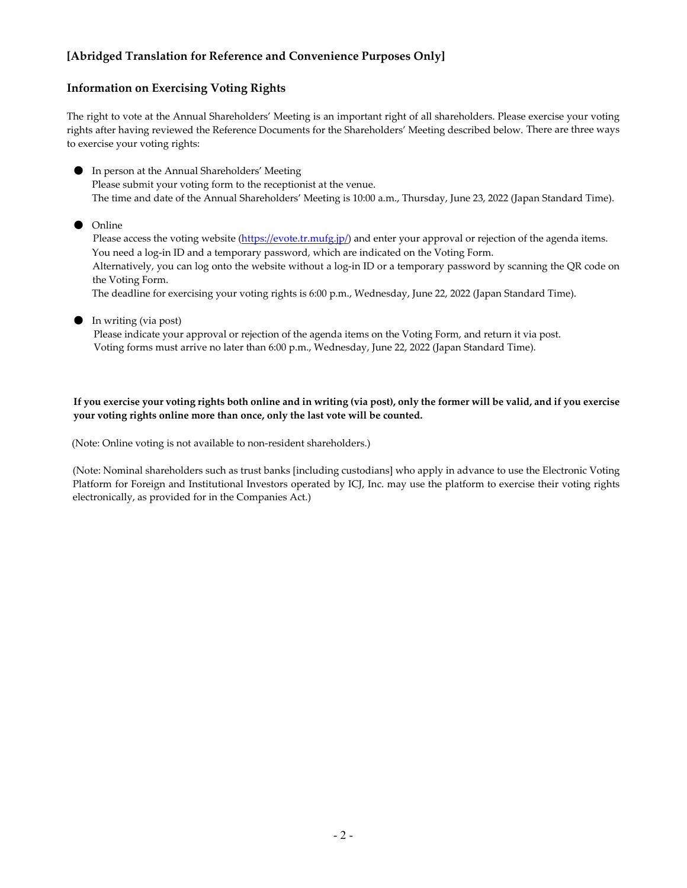**[Abridged Translation for Reference and Convenience Purposes Only]**

## Information on Exercising Voting Rights

The right to vote at the Annual Shareholders' Meeting is an important right of all shareholders. Please exercise your voting rights after having reviewed the Reference Documents for the Shareholders' Meeting described below. There are three ways to exercise your voting rights:

- In person at the Annual Shareholders' Meeting
  Please submit your voting form to the receptionist at the venue.
  The time and date of the Annual Shareholders' Meeting is 10:00 a.m., Thursday, June 23, 2022 (Japan Standard Time).

- Online
  Please access the voting website (https://evote.tr.mufg.jp/) and enter your approval or rejection of the agenda items.
  You need a log-in ID and a temporary password, which are indicated on the Voting Form.
  Alternatively, you can log onto the website without a log-in ID or a temporary password by scanning the QR code on the Voting Form.
  The deadline for exercising your voting rights is 6:00 p.m., Wednesday, June 22, 2022 (Japan Standard Time).

- In writing (via post)
  Please indicate your approval or rejection of the agenda items on the Voting Form, and return it via post.
  Voting forms must arrive no later than 6:00 p.m., Wednesday, June 22, 2022 (Japan Standard Time).

**If you exercise your voting rights both online and in writing (via post), only the former will be valid, and if you exercise your voting rights online more than once, only the last vote will be counted.**

(Note: Online voting is not available to non-resident shareholders.)

(Note: Nominal shareholders such as trust banks [including custodians] who apply in advance to use the Electronic Voting Platform for Foreign and Institutional Investors operated by ICJ, Inc. may use the platform to exercise their voting rights electronically, as provided for in the Companies Act.)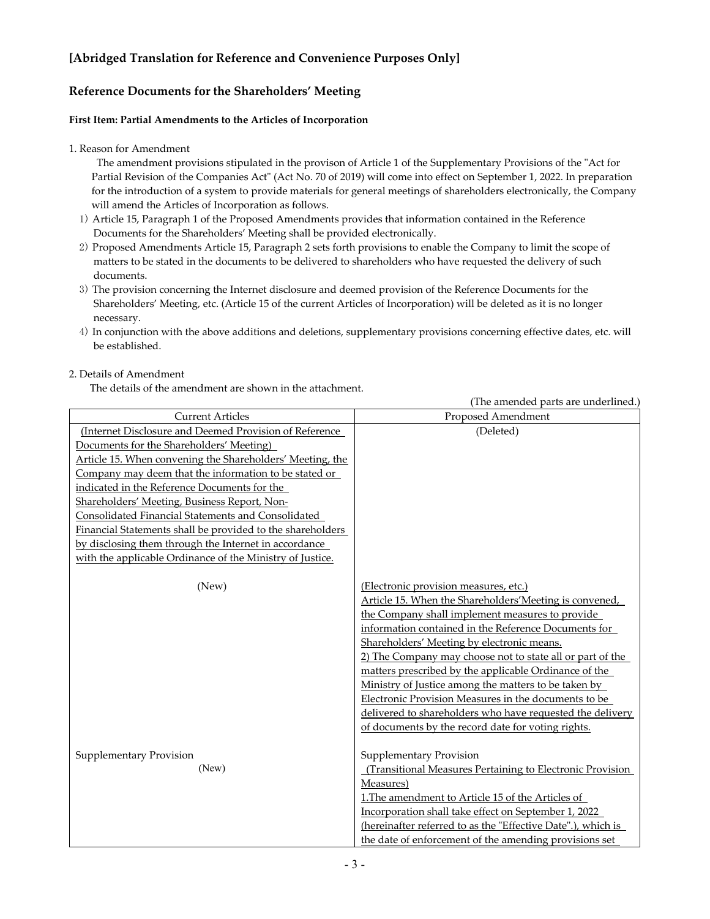## [Abridged Translation for Reference and Convenience Purposes Only]

## Reference Documents for the Shareholders' Meeting

**First Item: Partial Amendments to the Articles of Incorporation**

1. Reason for Amendment

The amendment provisions stipulated in the provison of Article 1 of the Supplementary Provisions of the "Act for Partial Revision of the Companies Act" (Act No. 70 of 2019) will come into effect on September 1, 2022. In preparation for the introduction of a system to provide materials for general meetings of shareholders electronically, the Company will amend the Articles of Incorporation as follows.

1) Article 15, Paragraph 1 of the Proposed Amendments provides that information contained in the Reference Documents for the Shareholders' Meeting shall be provided electronically.
2) Proposed Amendments Article 15, Paragraph 2 sets forth provisions to enable the Company to limit the scope of matters to be stated in the documents to be delivered to shareholders who have requested the delivery of such documents.
3) The provision concerning the Internet disclosure and deemed provision of the Reference Documents for the Shareholders' Meeting, etc. (Article 15 of the current Articles of Incorporation) will be deleted as it is no longer necessary.
4) In conjunction with the above additions and deletions, supplementary provisions concerning effective dates, etc. will be established.

2. Details of Amendment

The details of the amendment are shown in the attachment.

(The amended parts are underlined.)

| Current Articles | Proposed Amendment |
|---|---|
| <u>(Internet Disclosure and Deemed Provision of Reference Documents for the Shareholders' Meeting)</u><br><u>Article 15. When convening the Shareholders' Meeting, the Company may deem that the information to be stated or indicated in the Reference Documents for the Shareholders' Meeting, Business Report, Non-Consolidated Financial Statements and Consolidated Financial Statements shall be provided to the shareholders by disclosing them through the Internet in accordance with the applicable Ordinance of the Ministry of Justice.</u> | (Deleted) |
| (New) | <u>(Electronic provision measures, etc.)</u><br><u>Article 15. When the Shareholders'Meeting is convened, the Company shall implement measures to provide information contained in the Reference Documents for Shareholders' Meeting by electronic means.</u><br><u>2) The Company may choose not to state all or part of the matters prescribed by the applicable Ordinance of the Ministry of Justice among the matters to be taken by Electronic Provision Measures in the documents to be delivered to shareholders who have requested the delivery of documents by the record date for voting rights.</u> |
| Supplementary Provision<br>(New) | Supplementary Provision<br><u>(Transitional Measures Pertaining to Electronic Provision Measures)</u><br><u>1.The amendment to Article 15 of the Articles of Incorporation shall take effect on September 1, 2022 (hereinafter referred to as the "Effective Date".), which is the date of enforcement of the amending provisions set</u> |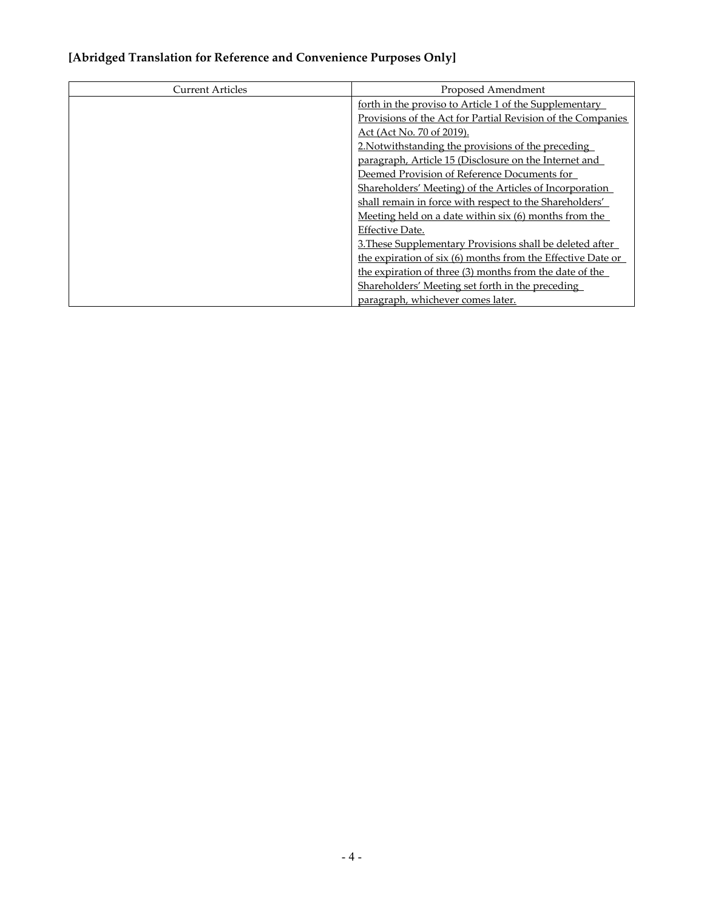**[Abridged Translation for Reference and Convenience Purposes Only]**

| Current Articles | Proposed Amendment |
|---|---|
| | forth in the proviso to Article 1 of the Supplementary Provisions of the Act for Partial Revision of the Companies Act (Act No. 70 of 2019).<br>2.Notwithstanding the provisions of the preceding paragraph, Article 15 (Disclosure on the Internet and Deemed Provision of Reference Documents for Shareholders' Meeting) of the Articles of Incorporation shall remain in force with respect to the Shareholders' Meeting held on a date within six (6) months from the Effective Date.<br>3.These Supplementary Provisions shall be deleted after the expiration of six (6) months from the Effective Date or the expiration of three (3) months from the date of the Shareholders' Meeting set forth in the preceding paragraph, whichever comes later. |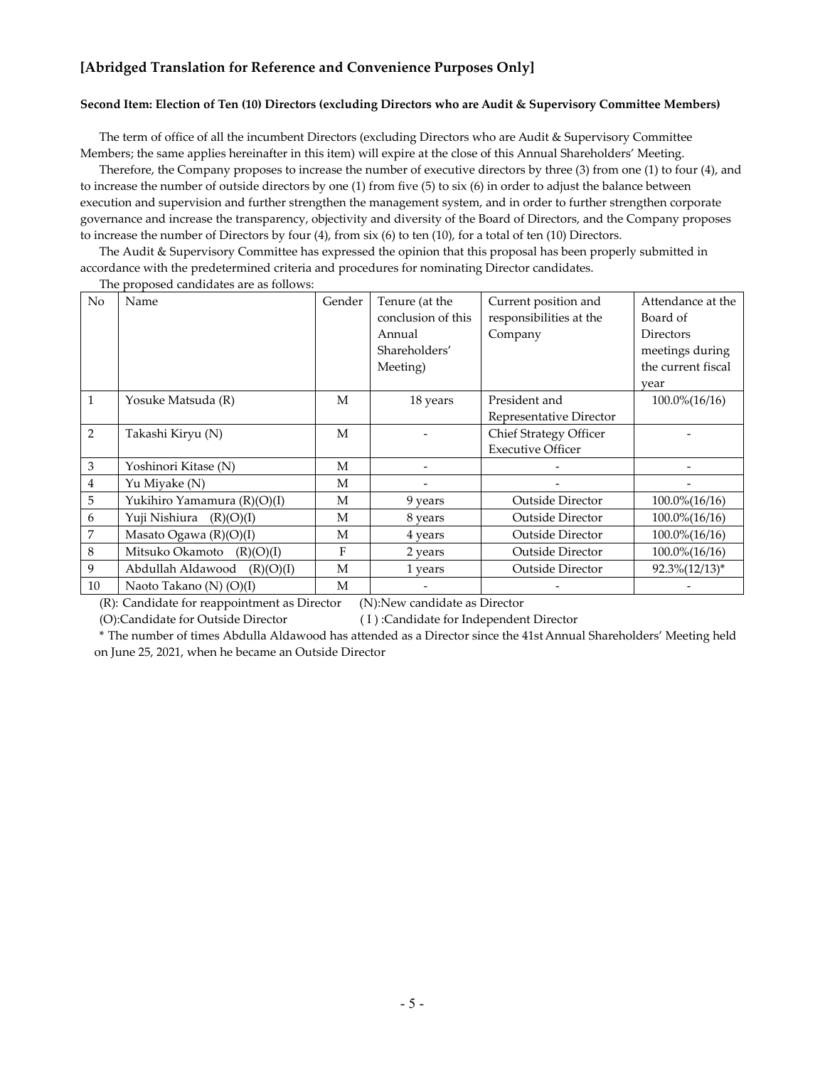## [Abridged Translation for Reference and Convenience Purposes Only]

**Second Item: Election of Ten (10) Directors (excluding Directors who are Audit & Supervisory Committee Members)**

The term of office of all the incumbent Directors (excluding Directors who are Audit & Supervisory Committee Members; the same applies hereinafter in this item) will expire at the close of this Annual Shareholders' Meeting.

Therefore, the Company proposes to increase the number of executive directors by three (3) from one (1) to four (4), and to increase the number of outside directors by one (1) from five (5) to six (6) in order to adjust the balance between execution and supervision and further strengthen the management system, and in order to further strengthen corporate governance and increase the transparency, objectivity and diversity of the Board of Directors, and the Company proposes to increase the number of Directors by four (4), from six (6) to ten (10), for a total of ten (10) Directors.

The Audit & Supervisory Committee has expressed the opinion that this proposal has been properly submitted in accordance with the predetermined criteria and procedures for nominating Director candidates.

The proposed candidates are as follows:

| No | Name | Gender | Tenure (at the conclusion of this Annual Shareholders' Meeting) | Current position and responsibilities at the Company | Attendance at the Board of Directors meetings during the current fiscal year |
|---|---|---|---|---|---|
| 1 | Yosuke Matsuda (R) | M | 18 years | President and Representative Director | 100.0%(16/16) |
| 2 | Takashi Kiryu (N) | M | - | Chief Strategy Officer Executive Officer | - |
| 3 | Yoshinori Kitase (N) | M | - | - | - |
| 4 | Yu Miyake (N) | M | - | - | - |
| 5 | Yukihiro Yamamura (R)(O)(I) | M | 9 years | Outside Director | 100.0%(16/16) |
| 6 | Yuji Nishiura (R)(O)(I) | M | 8 years | Outside Director | 100.0%(16/16) |
| 7 | Masato Ogawa (R)(O)(I) | M | 4 years | Outside Director | 100.0%(16/16) |
| 8 | Mitsuko Okamoto (R)(O)(I) | F | 2 years | Outside Director | 100.0%(16/16) |
| 9 | Abdullah Aldawood (R)(O)(I) | M | 1 years | Outside Director | 92.3%(12/13)* |
| 10 | Naoto Takano (N) (O)(I) | M | - | - | - |

(R): Candidate for reappointment as Director (N):New candidate as Director

(O):Candidate for Outside Director ( I ) :Candidate for Independent Director

\* The number of times Abdulla Aldawood has attended as a Director since the 41st Annual Shareholders' Meeting held on June 25, 2021, when he became an Outside Director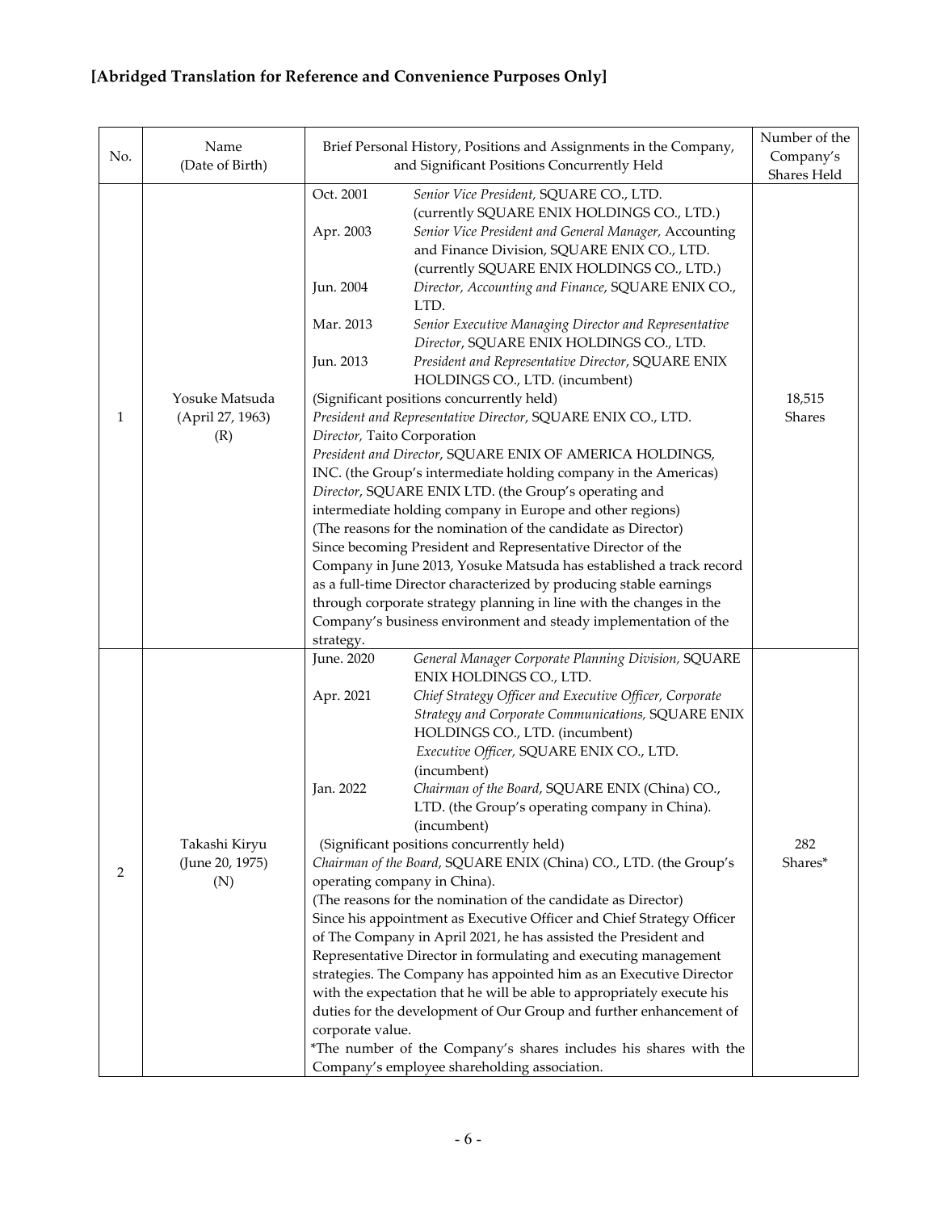**[Abridged Translation for Reference and Convenience Purposes Only]**

| No. | Name (Date of Birth) | Brief Personal History, Positions and Assignments in the Company, and Significant Positions Concurrently Held | Number of the Company's Shares Held |
|---|---|---|---|
| 1 | Yosuke Matsuda (April 27, 1963) (R) | Oct. 2001 *Senior Vice President*, SQUARE CO., LTD. (currently SQUARE ENIX HOLDINGS CO., LTD.)<br>Apr. 2003 *Senior Vice President and General Manager*, Accounting and Finance Division, SQUARE ENIX CO., LTD. (currently SQUARE ENIX HOLDINGS CO., LTD.)<br>Jun. 2004 *Director, Accounting and Finance*, SQUARE ENIX CO., LTD.<br>Mar. 2013 *Senior Executive Managing Director and Representative Director*, SQUARE ENIX HOLDINGS CO., LTD.<br>Jun. 2013 *President and Representative Director*, SQUARE ENIX HOLDINGS CO., LTD. (incumbent)<br>(Significant positions concurrently held)<br>*President and Representative Director*, SQUARE ENIX CO., LTD.<br>*Director*, Taito Corporation<br>*President and Director*, SQUARE ENIX OF AMERICA HOLDINGS, INC. (the Group's intermediate holding company in the Americas)<br>*Director*, SQUARE ENIX LTD. (the Group's operating and intermediate holding company in Europe and other regions)<br>(The reasons for the nomination of the candidate as Director)<br>Since becoming President and Representative Director of the Company in June 2013, Yosuke Matsuda has established a track record as a full-time Director characterized by producing stable earnings through corporate strategy planning in line with the changes in the Company's business environment and steady implementation of the strategy. | 18,515 Shares |
| 2 | Takashi Kiryu (June 20, 1975) (N) | June. 2020 *General Manager Corporate Planning Division*, SQUARE ENIX HOLDINGS CO., LTD.<br>Apr. 2021 *Chief Strategy Officer and Executive Officer, Corporate Strategy and Corporate Communications*, SQUARE ENIX HOLDINGS CO., LTD. (incumbent)<br>*Executive Officer*, SQUARE ENIX CO., LTD. (incumbent)<br>Jan. 2022 *Chairman of the Board*, SQUARE ENIX (China) CO., LTD. (the Group's operating company in China). (incumbent)<br>(Significant positions concurrently held)<br>*Chairman of the Board*, SQUARE ENIX (China) CO., LTD. (the Group's operating company in China).<br>(The reasons for the nomination of the candidate as Director)<br>Since his appointment as Executive Officer and Chief Strategy Officer of The Company in April 2021, he has assisted the President and Representative Director in formulating and executing management strategies. The Company has appointed him as an Executive Director with the expectation that he will be able to appropriately execute his duties for the development of Our Group and further enhancement of corporate value.<br>*The number of the Company's shares includes his shares with the Company's employee shareholding association. | 282 Shares* |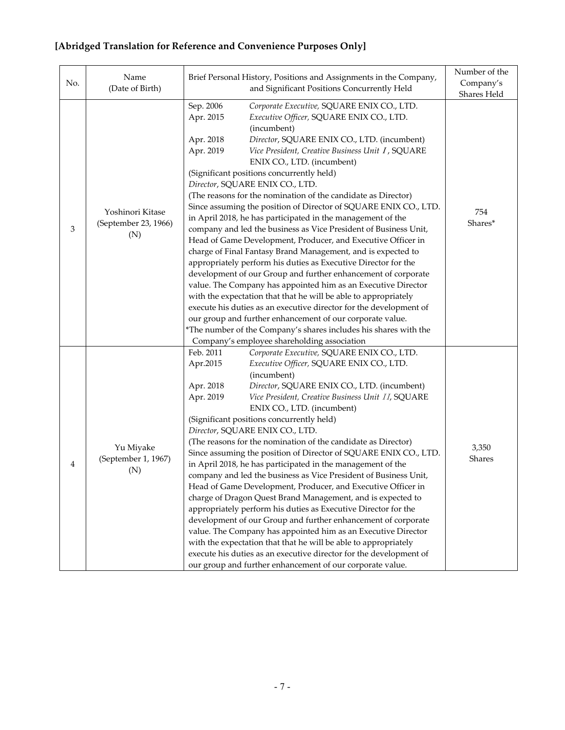**[Abridged Translation for Reference and Convenience Purposes Only]**

| No. | Name (Date of Birth) | Brief Personal History, Positions and Assignments in the Company, and Significant Positions Concurrently Held | Number of the Company's Shares Held |
|---|---|---|---|
| 3 | Yoshinori Kitase (September 23, 1966) (N) | Sep. 2006 *Corporate Executive,* SQUARE ENIX CO., LTD.<br>Apr. 2015 *Executive Officer,* SQUARE ENIX CO., LTD. (incumbent)<br>Apr. 2018 *Director*, SQUARE ENIX CO., LTD. (incumbent)<br>Apr. 2019 *Vice President, Creative Business Unit Ⅰ*, SQUARE ENIX CO., LTD. (incumbent)<br>(Significant positions concurrently held)<br>*Director*, SQUARE ENIX CO., LTD.<br>(The reasons for the nomination of the candidate as Director)<br>Since assuming the position of Director of SQUARE ENIX CO., LTD. in April 2018, he has participated in the management of the company and led the business as Vice President of Business Unit, Head of Game Development, Producer, and Executive Officer in charge of Final Fantasy Brand Management, and is expected to appropriately perform his duties as Executive Director for the development of our Group and further enhancement of corporate value. The Company has appointed him as an Executive Director with the expectation that that he will be able to appropriately execute his duties as an executive director for the development of our group and further enhancement of our corporate value.<br>*The number of the Company's shares includes his shares with the Company's employee shareholding association | 754 Shares* |
| 4 | Yu Miyake (September 1, 1967) (N) | Feb. 2011 *Corporate Executive,* SQUARE ENIX CO., LTD.<br>Apr.2015 *Executive Officer,* SQUARE ENIX CO., LTD. (incumbent)<br>Apr. 2018 *Director*, SQUARE ENIX CO., LTD. (incumbent)<br>Apr. 2019 *Vice President, Creative Business Unit Ⅱ*, SQUARE ENIX CO., LTD. (incumbent)<br>(Significant positions concurrently held)<br>*Director*, SQUARE ENIX CO., LTD.<br>(The reasons for the nomination of the candidate as Director)<br>Since assuming the position of Director of SQUARE ENIX CO., LTD. in April 2018, he has participated in the management of the company and led the business as Vice President of Business Unit, Head of Game Development, Producer, and Executive Officer in charge of Dragon Quest Brand Management, and is expected to appropriately perform his duties as Executive Director for the development of our Group and further enhancement of corporate value. The Company has appointed him as an Executive Director with the expectation that that he will be able to appropriately execute his duties as an executive director for the development of our group and further enhancement of our corporate value. | 3,350 Shares |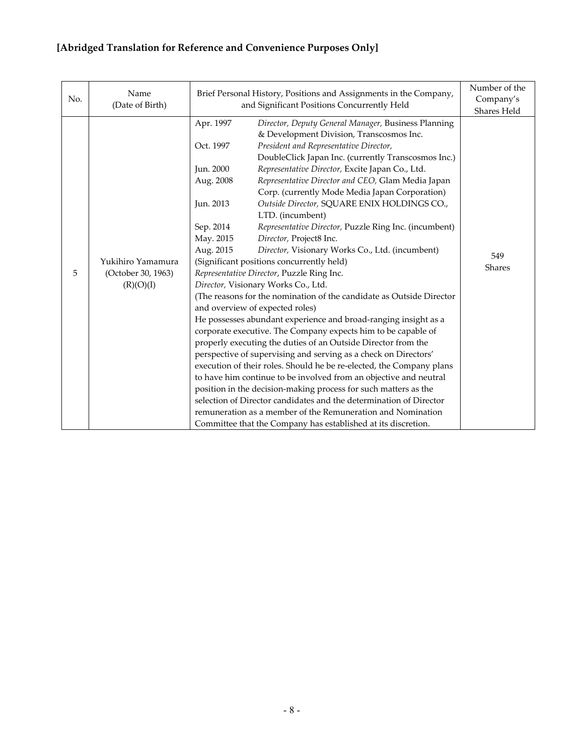**[Abridged Translation for Reference and Convenience Purposes Only]**

| No. | Name (Date of Birth) | Brief Personal History, Positions and Assignments in the Company, and Significant Positions Concurrently Held | Number of the Company's Shares Held |
|---|---|---|---|
| 5 | Yukihiro Yamamura (October 30, 1963) (R)(O)(I) | Apr. 1997 *Director, Deputy General Manager,* Business Planning & Development Division, Transcosmos Inc.<br>Oct. 1997 *President and Representative Director,* DoubleClick Japan Inc. (currently Transcosmos Inc.)<br>Jun. 2000 *Representative Director,* Excite Japan Co., Ltd.<br>Aug. 2008 *Representative Director and CEO,* Glam Media Japan Corp. (currently Mode Media Japan Corporation)<br>Jun. 2013 *Outside Director,* SQUARE ENIX HOLDINGS CO., LTD. (incumbent)<br>Sep. 2014 *Representative Director,* Puzzle Ring Inc. (incumbent)<br>May. 2015 *Director,* Project8 Inc.<br>Aug. 2015 *Director,* Visionary Works Co., Ltd. (incumbent)<br>(Significant positions concurrently held)<br>*Representative Director*, Puzzle Ring Inc.<br>*Director,* Visionary Works Co., Ltd.<br>(The reasons for the nomination of the candidate as Outside Director and overview of expected roles)<br>He possesses abundant experience and broad-ranging insight as a corporate executive. The Company expects him to be capable of properly executing the duties of an Outside Director from the perspective of supervising and serving as a check on Directors' execution of their roles. Should he be re-elected, the Company plans to have him continue to be involved from an objective and neutral position in the decision-making process for such matters as the selection of Director candidates and the determination of Director remuneration as a member of the Remuneration and Nomination Committee that the Company has established at its discretion. | 549 Shares |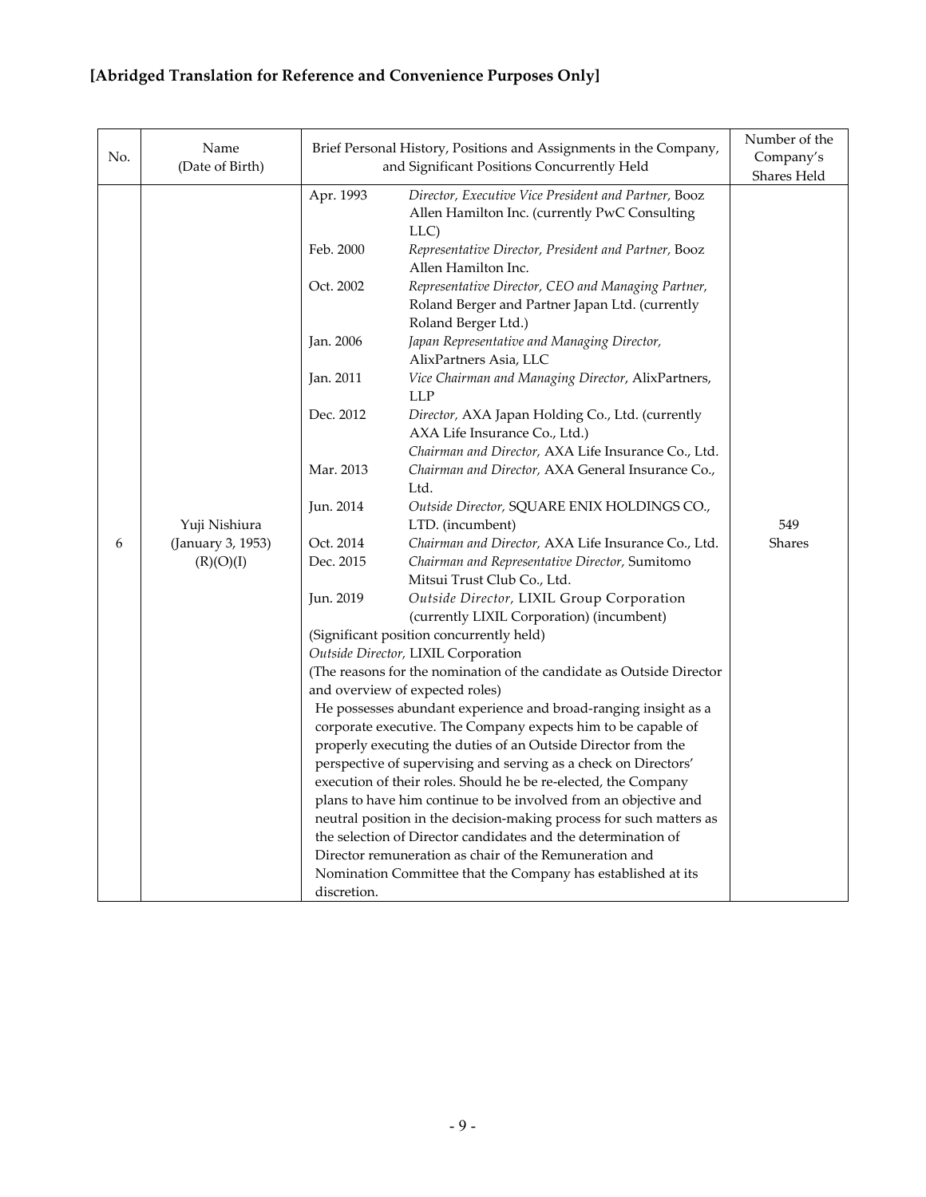**[Abridged Translation for Reference and Convenience Purposes Only]**

| No. | Name (Date of Birth) | Brief Personal History, Positions and Assignments in the Company, and Significant Positions Concurrently Held | Number of the Company's Shares Held |
|---|---|---|---|
| 6 | Yuji Nishiura (January 3, 1953) (R)(O)(I) | Apr. 1993 *Director, Executive Vice President and Partner,* Booz Allen Hamilton Inc. (currently PwC Consulting LLC)<br>Feb. 2000 *Representative Director, President and Partner,* Booz Allen Hamilton Inc.<br>Oct. 2002 *Representative Director, CEO and Managing Partner,* Roland Berger and Partner Japan Ltd. (currently Roland Berger Ltd.)<br>Jan. 2006 *Japan Representative and Managing Director,* AlixPartners Asia, LLC<br>Jan. 2011 *Vice Chairman and Managing Director,* AlixPartners, LLP<br>Dec. 2012 *Director,* AXA Japan Holding Co., Ltd. (currently AXA Life Insurance Co., Ltd.)<br>*Chairman and Director,* AXA Life Insurance Co., Ltd.<br>Mar. 2013 *Chairman and Director,* AXA General Insurance Co., Ltd.<br>Jun. 2014 *Outside Director,* SQUARE ENIX HOLDINGS CO., LTD. (incumbent)<br>Oct. 2014 *Chairman and Director,* AXA Life Insurance Co., Ltd.<br>Dec. 2015 *Chairman and Representative Director,* Sumitomo Mitsui Trust Club Co., Ltd.<br>Jun. 2019 *Outside Director,* LIXIL Group Corporation (currently LIXIL Corporation) (incumbent)<br>(Significant position concurrently held)<br>*Outside Director,* LIXIL Corporation<br>(The reasons for the nomination of the candidate as Outside Director and overview of expected roles)<br>He possesses abundant experience and broad-ranging insight as a corporate executive. The Company expects him to be capable of properly executing the duties of an Outside Director from the perspective of supervising and serving as a check on Directors' execution of their roles. Should he be re-elected, the Company plans to have him continue to be involved from an objective and neutral position in the decision-making process for such matters as the selection of Director candidates and the determination of Director remuneration as chair of the Remuneration and Nomination Committee that the Company has established at its discretion. | 549 Shares |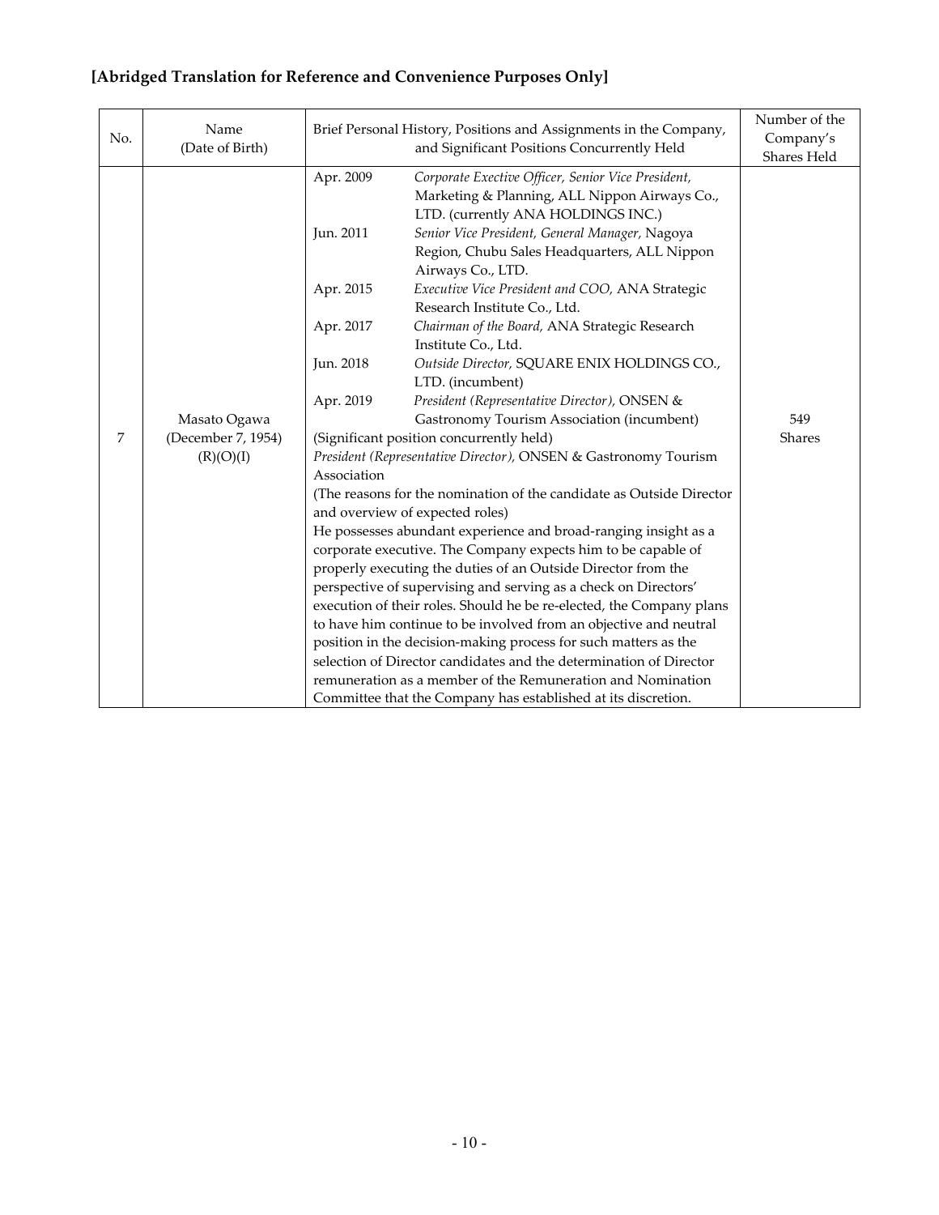**[Abridged Translation for Reference and Convenience Purposes Only]**

| No. | Name (Date of Birth) | Brief Personal History, Positions and Assignments in the Company, and Significant Positions Concurrently Held | Number of the Company's Shares Held |
|---|---|---|---|
| 7 | Masato Ogawa (December 7, 1954) (R)(O)(I) | Apr. 2009 *Corporate Executive Officer, Senior Vice President,* Marketing & Planning, ALL Nippon Airways Co., LTD. (currently ANA HOLDINGS INC.)<br>Jun. 2011 *Senior Vice President, General Manager,* Nagoya Region, Chubu Sales Headquarters, ALL Nippon Airways Co., LTD.<br>Apr. 2015 *Executive Vice President and COO,* ANA Strategic Research Institute Co., Ltd.<br>Apr. 2017 *Chairman of the Board,* ANA Strategic Research Institute Co., Ltd.<br>Jun. 2018 *Outside Director,* SQUARE ENIX HOLDINGS CO., LTD. (incumbent)<br>Apr. 2019 *President (Representative Director),* ONSEN & Gastronomy Tourism Association (incumbent)<br>(Significant position concurrently held)<br>*President (Representative Director),* ONSEN & Gastronomy Tourism Association<br>(The reasons for the nomination of the candidate as Outside Director and overview of expected roles)<br>He possesses abundant experience and broad-ranging insight as a corporate executive. The Company expects him to be capable of properly executing the duties of an Outside Director from the perspective of supervising and serving as a check on Directors' execution of their roles. Should he be re-elected, the Company plans to have him continue to be involved from an objective and neutral position in the decision-making process for such matters as the selection of Director candidates and the determination of Director remuneration as a member of the Remuneration and Nomination Committee that the Company has established at its discretion. | 549 Shares |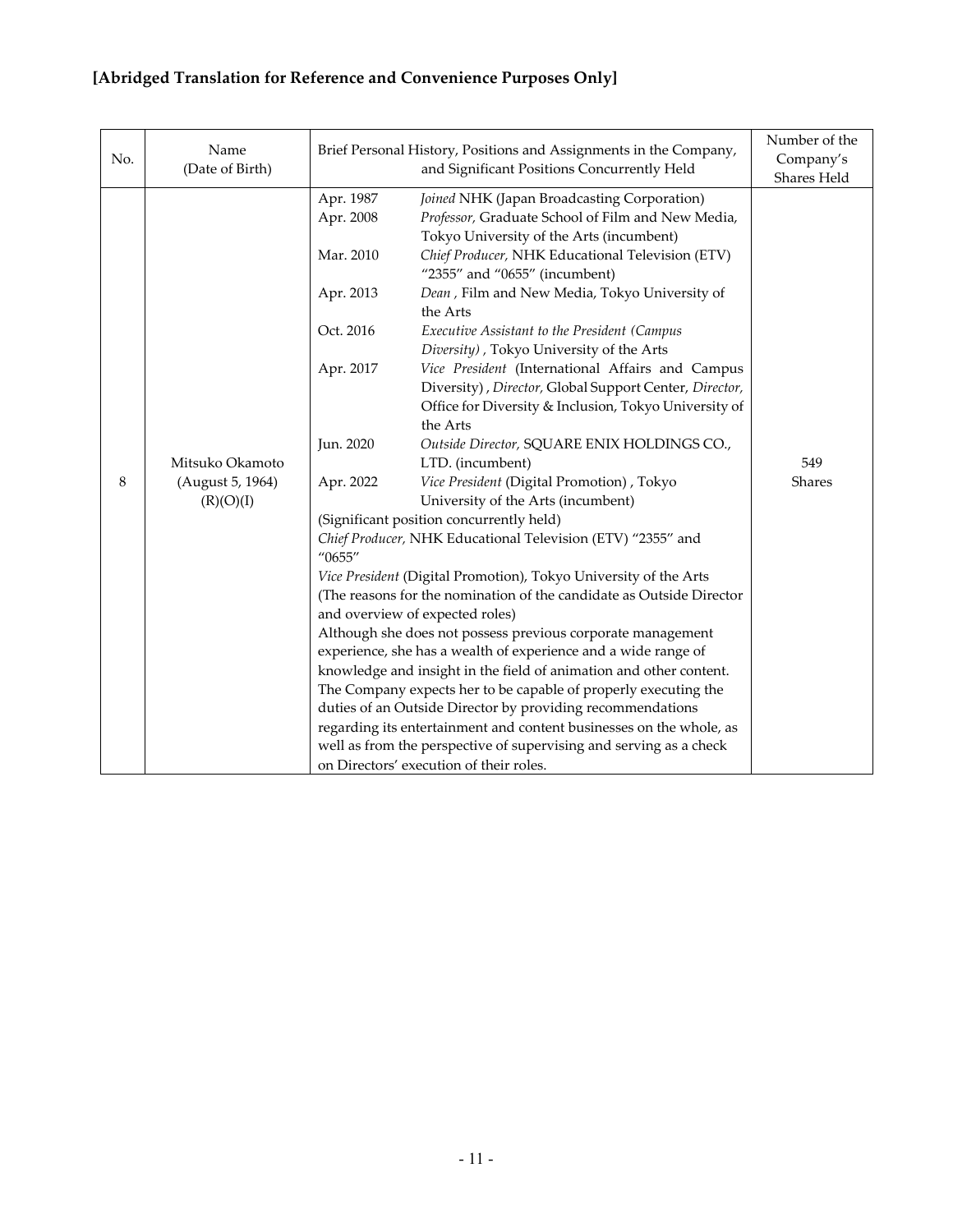**[Abridged Translation for Reference and Convenience Purposes Only]**

| No. | Name (Date of Birth) | Brief Personal History, Positions and Assignments in the Company, and Significant Positions Concurrently Held | Number of the Company's Shares Held |
|---|---|---|---|
| 8 | Mitsuko Okamoto (August 5, 1964) (R)(O)(I) | Apr. 1987 *Joined* NHK (Japan Broadcasting Corporation)<br>Apr. 2008 *Professor,* Graduate School of Film and New Media, Tokyo University of the Arts (incumbent)<br>Mar. 2010 *Chief Producer,* NHK Educational Television (ETV) "2355" and "0655" (incumbent)<br>Apr. 2013 *Dean* , Film and New Media, Tokyo University of the Arts<br>Oct. 2016 *Executive Assistant to the President (Campus Diversity)* , Tokyo University of the Arts<br>Apr. 2017 *Vice President* (International Affairs and Campus Diversity) , *Director,* Global Support Center, *Director,* Office for Diversity & Inclusion, Tokyo University of the Arts<br>Jun. 2020 *Outside Director,* SQUARE ENIX HOLDINGS CO., LTD. (incumbent)<br>Apr. 2022 *Vice President* (Digital Promotion) , Tokyo University of the Arts (incumbent)<br>(Significant position concurrently held)<br>*Chief Producer,* NHK Educational Television (ETV) "2355" and "0655"<br>*Vice President* (Digital Promotion), Tokyo University of the Arts<br>(The reasons for the nomination of the candidate as Outside Director and overview of expected roles)<br>Although she does not possess previous corporate management experience, she has a wealth of experience and a wide range of knowledge and insight in the field of animation and other content. The Company expects her to be capable of properly executing the duties of an Outside Director by providing recommendations regarding its entertainment and content businesses on the whole, as well as from the perspective of supervising and serving as a check on Directors' execution of their roles. | 549 Shares |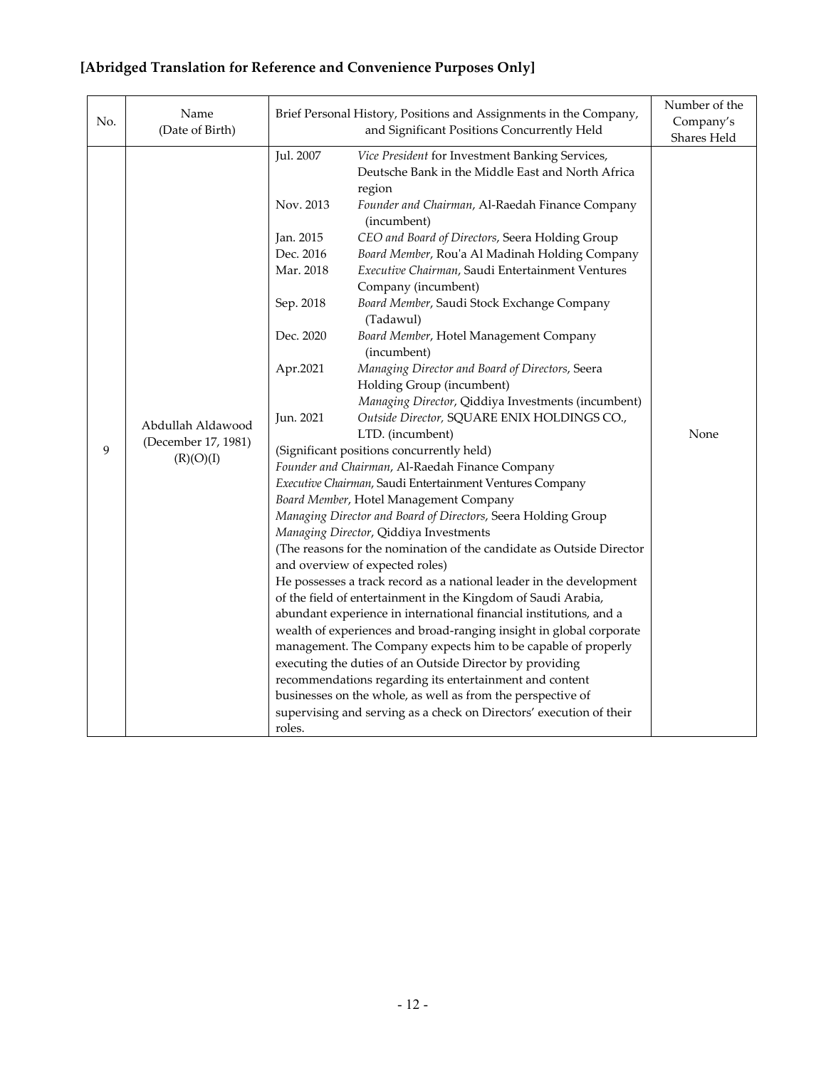**[Abridged Translation for Reference and Convenience Purposes Only]**

| No. | Name (Date of Birth) | Brief Personal History, Positions and Assignments in the Company, and Significant Positions Concurrently Held | Number of the Company's Shares Held |
|---|---|---|---|
| 9 | Abdullah Aldawood (December 17, 1981) (R)(O)(I) | Jul. 2007 *Vice President* for Investment Banking Services, Deutsche Bank in the Middle East and North Africa region<br>Nov. 2013 *Founder and Chairman*, Al-Raedah Finance Company (incumbent)<br>Jan. 2015 *CEO and Board of Directors*, Seera Holding Group<br>Dec. 2016 *Board Member*, Rou'a Al Madinah Holding Company<br>Mar. 2018 *Executive Chairman*, Saudi Entertainment Ventures Company (incumbent)<br>Sep. 2018 *Board Member*, Saudi Stock Exchange Company (Tadawul)<br>Dec. 2020 *Board Member*, Hotel Management Company (incumbent)<br>Apr.2021 *Managing Director and Board of Directors*, Seera Holding Group (incumbent)<br>*Managing Director*, Qiddiya Investments (incumbent)<br>Jun. 2021 *Outside Director,* SQUARE ENIX HOLDINGS CO., LTD. (incumbent)<br>(Significant positions concurrently held)<br>*Founder and Chairman*, Al-Raedah Finance Company<br>*Executive Chairman*, Saudi Entertainment Ventures Company<br>*Board Member*, Hotel Management Company<br>*Managing Director and Board of Directors*, Seera Holding Group<br>*Managing Director*, Qiddiya Investments<br>(The reasons for the nomination of the candidate as Outside Director and overview of expected roles)<br>He possesses a track record as a national leader in the development of the field of entertainment in the Kingdom of Saudi Arabia, abundant experience in international financial institutions, and a wealth of experiences and broad-ranging insight in global corporate management. The Company expects him to be capable of properly executing the duties of an Outside Director by providing recommendations regarding its entertainment and content businesses on the whole, as well as from the perspective of supervising and serving as a check on Directors' execution of their roles. | None |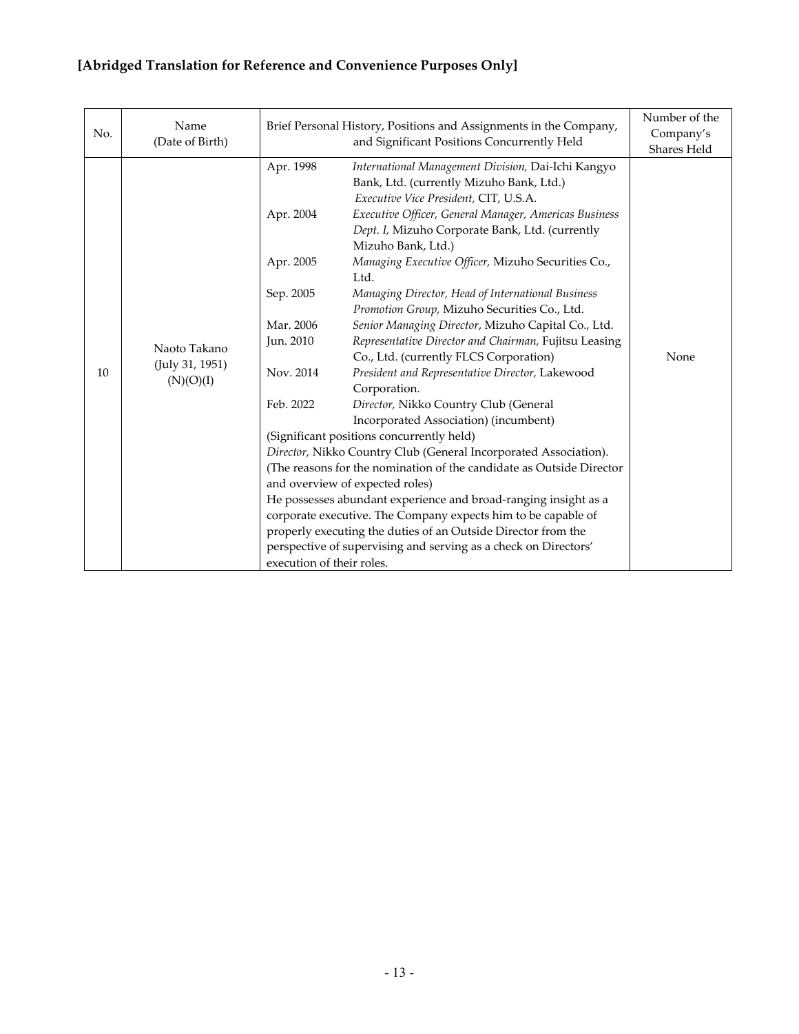**[Abridged Translation for Reference and Convenience Purposes Only]**

| No. | Name (Date of Birth) | Brief Personal History, Positions and Assignments in the Company, and Significant Positions Concurrently Held | Number of the Company's Shares Held |
|---|---|---|---|
| 10 | Naoto Takano (July 31, 1951) (N)(O)(I) | Apr. 1998 *International Management Division,* Dai-Ichi Kangyo Bank, Ltd. (currently Mizuho Bank, Ltd.) *Executive Vice President,* CIT, U.S.A.<br>Apr. 2004 *Executive Officer, General Manager, Americas Business Dept. I,* Mizuho Corporate Bank, Ltd. (currently Mizuho Bank, Ltd.)<br>Apr. 2005 *Managing Executive Officer,* Mizuho Securities Co., Ltd.<br>Sep. 2005 *Managing Director, Head of International Business Promotion Group,* Mizuho Securities Co., Ltd.<br>Mar. 2006 *Senior Managing Director*, Mizuho Capital Co., Ltd.<br>Jun. 2010 *Representative Director and Chairman,* Fujitsu Leasing Co., Ltd. (currently FLCS Corporation)<br>Nov. 2014 *President and Representative Director,* Lakewood Corporation.<br>Feb. 2022 *Director,* Nikko Country Club (General Incorporated Association) (incumbent)<br>(Significant positions concurrently held)<br>*Director,* Nikko Country Club (General Incorporated Association).<br>(The reasons for the nomination of the candidate as Outside Director and overview of expected roles)<br>He possesses abundant experience and broad-ranging insight as a corporate executive. The Company expects him to be capable of properly executing the duties of an Outside Director from the perspective of supervising and serving as a check on Directors' execution of their roles. | None |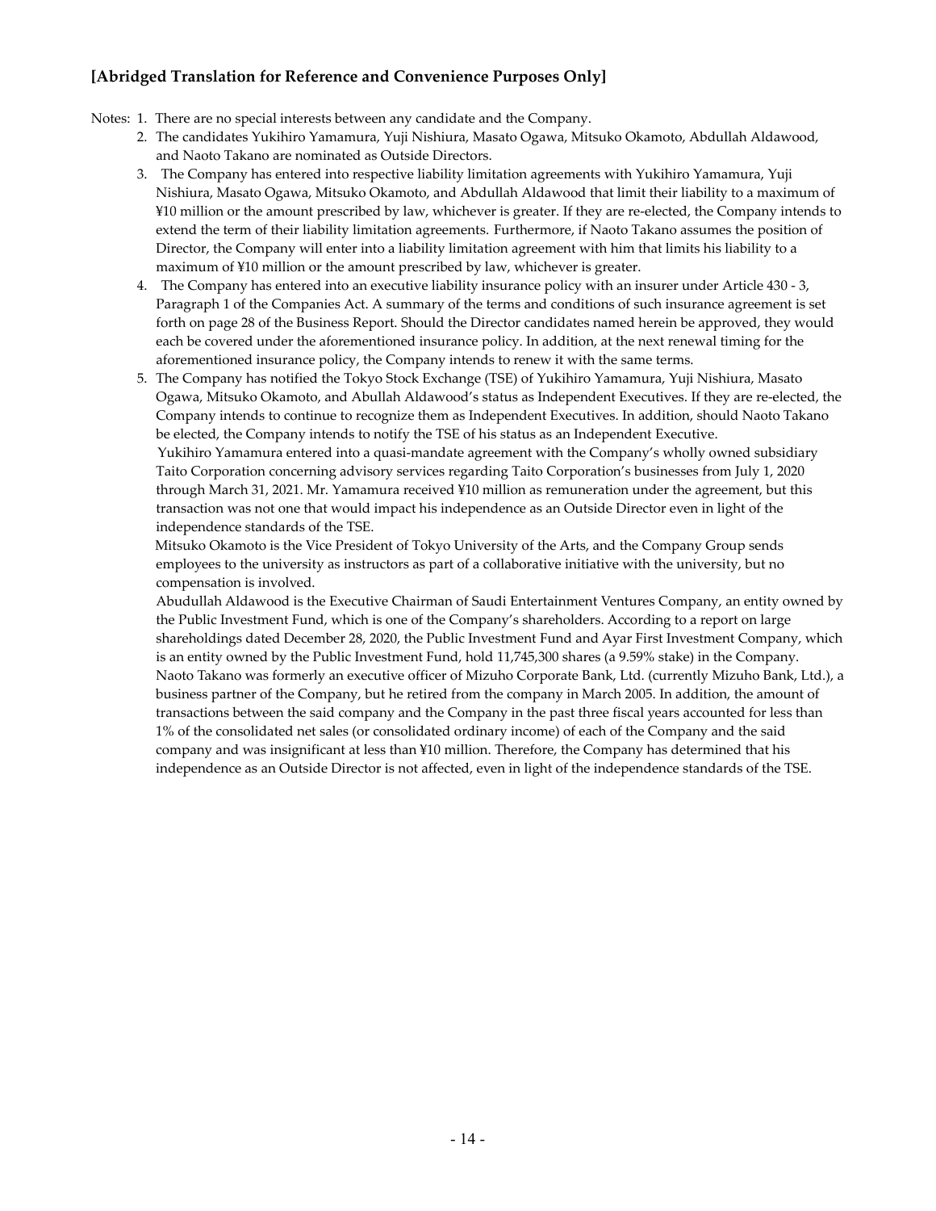**[Abridged Translation for Reference and Convenience Purposes Only]**

Notes: 1. There are no special interests between any candidate and the Company.

2. The candidates Yukihiro Yamamura, Yuji Nishiura, Masato Ogawa, Mitsuko Okamoto, Abdullah Aldawood, and Naoto Takano are nominated as Outside Directors.

3. The Company has entered into respective liability limitation agreements with Yukihiro Yamamura, Yuji Nishiura, Masato Ogawa, Mitsuko Okamoto, and Abdullah Aldawood that limit their liability to a maximum of ¥10 million or the amount prescribed by law, whichever is greater. If they are re-elected, the Company intends to extend the term of their liability limitation agreements. Furthermore, if Naoto Takano assumes the position of Director, the Company will enter into a liability limitation agreement with him that limits his liability to a maximum of ¥10 million or the amount prescribed by law, whichever is greater.

4. The Company has entered into an executive liability insurance policy with an insurer under Article 430 - 3, Paragraph 1 of the Companies Act. A summary of the terms and conditions of such insurance agreement is set forth on page 28 of the Business Report. Should the Director candidates named herein be approved, they would each be covered under the aforementioned insurance policy. In addition, at the next renewal timing for the aforementioned insurance policy, the Company intends to renew it with the same terms.

5. The Company has notified the Tokyo Stock Exchange (TSE) of Yukihiro Yamamura, Yuji Nishiura, Masato Ogawa, Mitsuko Okamoto, and Abullah Aldawood's status as Independent Executives. If they are re-elected, the Company intends to continue to recognize them as Independent Executives. In addition, should Naoto Takano be elected, the Company intends to notify the TSE of his status as an Independent Executive.

Yukihiro Yamamura entered into a quasi-mandate agreement with the Company's wholly owned subsidiary Taito Corporation concerning advisory services regarding Taito Corporation's businesses from July 1, 2020 through March 31, 2021. Mr. Yamamura received ¥10 million as remuneration under the agreement, but this transaction was not one that would impact his independence as an Outside Director even in light of the independence standards of the TSE.

Mitsuko Okamoto is the Vice President of Tokyo University of the Arts, and the Company Group sends employees to the university as instructors as part of a collaborative initiative with the university, but no compensation is involved.

Abudullah Aldawood is the Executive Chairman of Saudi Entertainment Ventures Company, an entity owned by the Public Investment Fund, which is one of the Company's shareholders. According to a report on large shareholdings dated December 28, 2020, the Public Investment Fund and Ayar First Investment Company, which is an entity owned by the Public Investment Fund, hold 11,745,300 shares (a 9.59% stake) in the Company.

Naoto Takano was formerly an executive officer of Mizuho Corporate Bank, Ltd. (currently Mizuho Bank, Ltd.), a business partner of the Company, but he retired from the company in March 2005. In addition, the amount of transactions between the said company and the Company in the past three fiscal years accounted for less than 1% of the consolidated net sales (or consolidated ordinary income) of each of the Company and the said company and was insignificant at less than ¥10 million. Therefore, the Company has determined that his independence as an Outside Director is not affected, even in light of the independence standards of the TSE.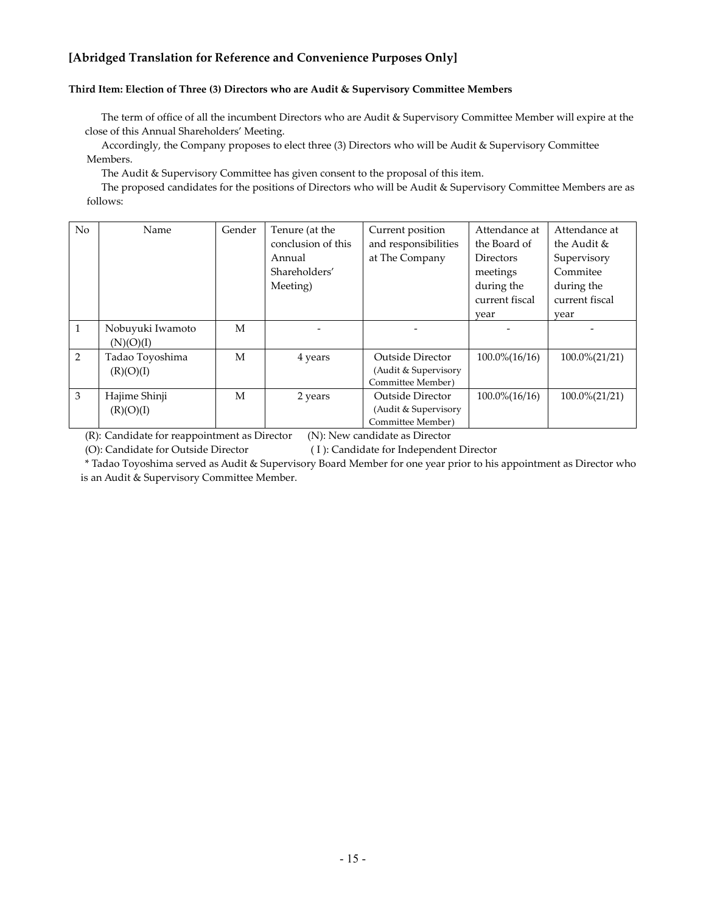## [Abridged Translation for Reference and Convenience Purposes Only]

**Third Item: Election of Three (3) Directors who are Audit & Supervisory Committee Members**

The term of office of all the incumbent Directors who are Audit & Supervisory Committee Member will expire at the close of this Annual Shareholders' Meeting.

Accordingly, the Company proposes to elect three (3) Directors who will be Audit & Supervisory Committee Members.

The Audit & Supervisory Committee has given consent to the proposal of this item.

The proposed candidates for the positions of Directors who will be Audit & Supervisory Committee Members are as follows:

| No | Name | Gender | Tenure (at the conclusion of this Annual Shareholders' Meeting) | Current position and responsibilities at The Company | Attendance at the Board of Directors meetings during the current fiscal year | Attendance at the Audit & Supervisory Commitee during the current fiscal year |
|---|---|---|---|---|---|---|
| 1 | Nobuyuki Iwamoto (N)(O)(I) | M | - | - | - | - |
| 2 | Tadao Toyoshima (R)(O)(I) | M | 4 years | Outside Director (Audit & Supervisory Committee Member) | 100.0%(16/16) | 100.0%(21/21) |
| 3 | Hajime Shinji (R)(O)(I) | M | 2 years | Outside Director (Audit & Supervisory Committee Member) | 100.0%(16/16) | 100.0%(21/21) |

(R): Candidate for reappointment as Director (N): New candidate as Director

(O): Candidate for Outside Director ( I ): Candidate for Independent Director

* Tadao Toyoshima served as Audit & Supervisory Board Member for one year prior to his appointment as Director who is an Audit & Supervisory Committee Member.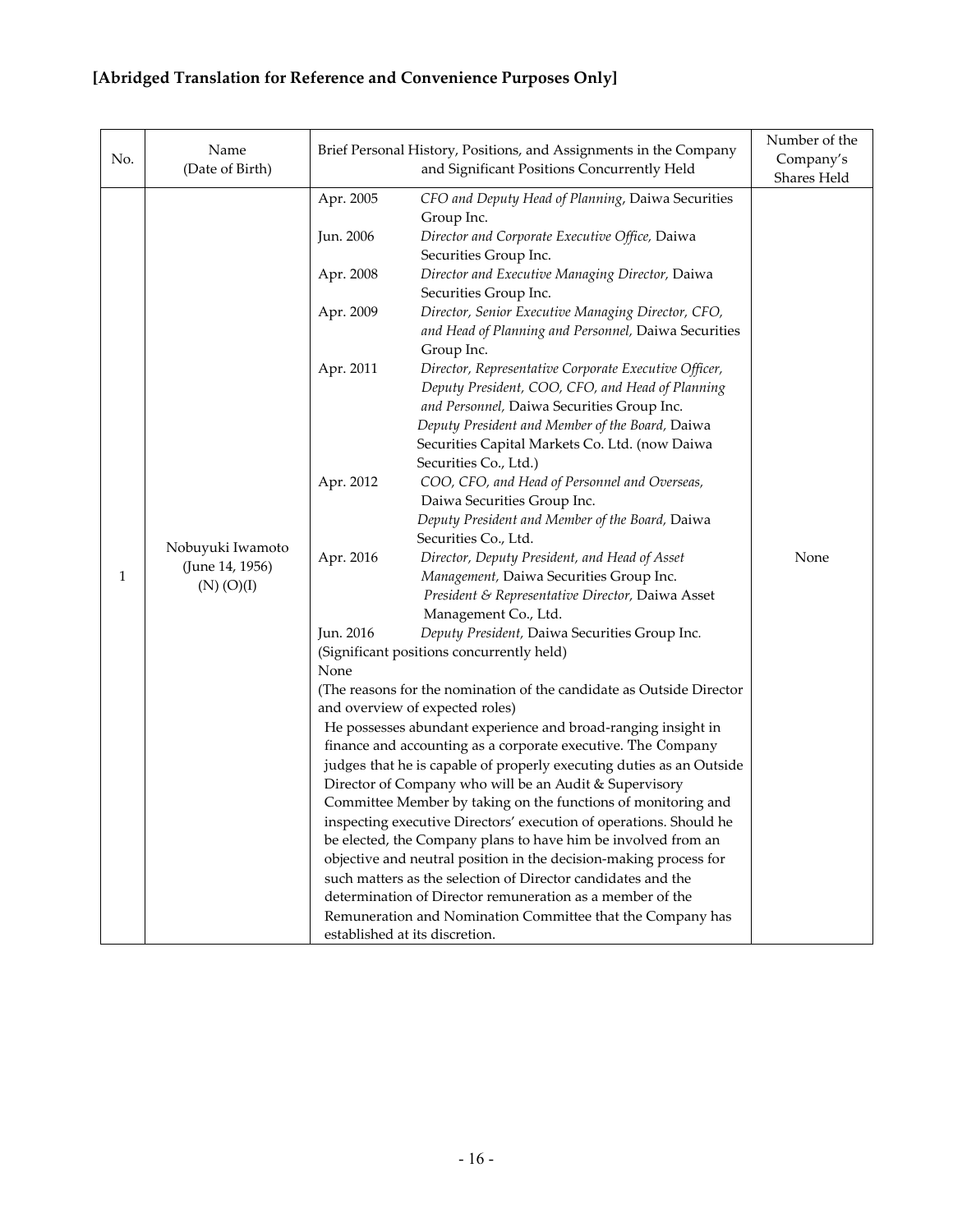**[Abridged Translation for Reference and Convenience Purposes Only]**

| No. | Name (Date of Birth) | Brief Personal History, Positions, and Assignments in the Company and Significant Positions Concurrently Held | Number of the Company's Shares Held |
|---|---|---|---|
| 1 | Nobuyuki Iwamoto (June 14, 1956) (N) (O)(I) | Apr. 2005 *CFO and Deputy Head of Planning*, Daiwa Securities Group Inc.<br>Jun. 2006 *Director and Corporate Executive Office,* Daiwa Securities Group Inc.<br>Apr. 2008 *Director and Executive Managing Director,* Daiwa Securities Group Inc.<br>Apr. 2009 *Director, Senior Executive Managing Director, CFO, and Head of Planning and Personnel,* Daiwa Securities Group Inc.<br>Apr. 2011 *Director, Representative Corporate Executive Officer, Deputy President, COO, CFO, and Head of Planning and Personnel,* Daiwa Securities Group Inc.<br>*Deputy President and Member of the Board,* Daiwa Securities Capital Markets Co. Ltd. (now Daiwa Securities Co., Ltd.)<br>Apr. 2012 *COO, CFO, and Head of Personnel and Overseas,* Daiwa Securities Group Inc.<br>*Deputy President and Member of the Board,* Daiwa Securities Co., Ltd.<br>Apr. 2016 *Director, Deputy President, and Head of Asset Management,* Daiwa Securities Group Inc.<br>*President & Representative Director,* Daiwa Asset Management Co., Ltd.<br>Jun. 2016 *Deputy President,* Daiwa Securities Group Inc.<br>(Significant positions concurrently held)<br>None<br>(The reasons for the nomination of the candidate as Outside Director and overview of expected roles)<br>He possesses abundant experience and broad-ranging insight in finance and accounting as a corporate executive. The Company judges that he is capable of properly executing duties as an Outside Director of Company who will be an Audit & Supervisory Committee Member by taking on the functions of monitoring and inspecting executive Directors' execution of operations. Should he be elected, the Company plans to have him be involved from an objective and neutral position in the decision-making process for such matters as the selection of Director candidates and the determination of Director remuneration as a member of the Remuneration and Nomination Committee that the Company has established at its discretion. | None |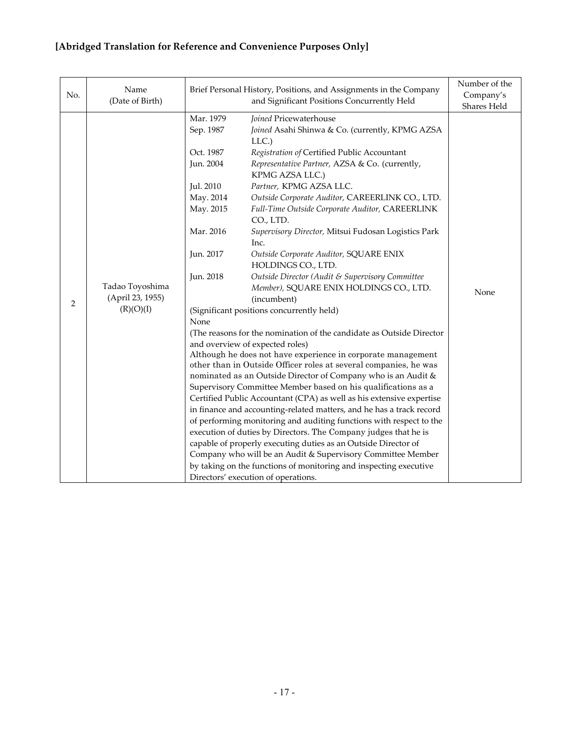**[Abridged Translation for Reference and Convenience Purposes Only]**

| No. | Name (Date of Birth) | Brief Personal History, Positions, and Assignments in the Company and Significant Positions Concurrently Held | Number of the Company's Shares Held |
|---|---|---|---|
| 2 | Tadao Toyoshima (April 23, 1955) (R)(O)(I) | Mar. 1979 *Joined* Pricewaterhouse<br>Sep. 1987 *Joined* Asahi Shinwa & Co. (currently, KPMG AZSA LLC.)<br>Oct. 1987 *Registration of* Certified Public Accountant<br>Jun. 2004 *Representative Partner,* AZSA & Co. (currently, KPMG AZSA LLC.)<br>Jul. 2010 *Partner,* KPMG AZSA LLC.<br>May. 2014 *Outside Corporate Auditor,* CAREERLINK CO., LTD.<br>May. 2015 *Full-Time Outside Corporate Auditor,* CAREERLINK CO., LTD.<br>Mar. 2016 *Supervisory Director,* Mitsui Fudosan Logistics Park Inc.<br>Jun. 2017 *Outside Corporate Auditor,* SQUARE ENIX HOLDINGS CO., LTD.<br>Jun. 2018 *Outside Director (Audit & Supervisory Committee Member),* SQUARE ENIX HOLDINGS CO., LTD. (incumbent)<br>(Significant positions concurrently held)<br>None<br>(The reasons for the nomination of the candidate as Outside Director and overview of expected roles)<br>Although he does not have experience in corporate management other than in Outside Officer roles at several companies, he was nominated as an Outside Director of Company who is an Audit & Supervisory Committee Member based on his qualifications as a Certified Public Accountant (CPA) as well as his extensive expertise in finance and accounting-related matters, and he has a track record of performing monitoring and auditing functions with respect to the execution of duties by Directors. The Company judges that he is capable of properly executing duties as an Outside Director of Company who will be an Audit & Supervisory Committee Member by taking on the functions of monitoring and inspecting executive Directors' execution of operations. | None |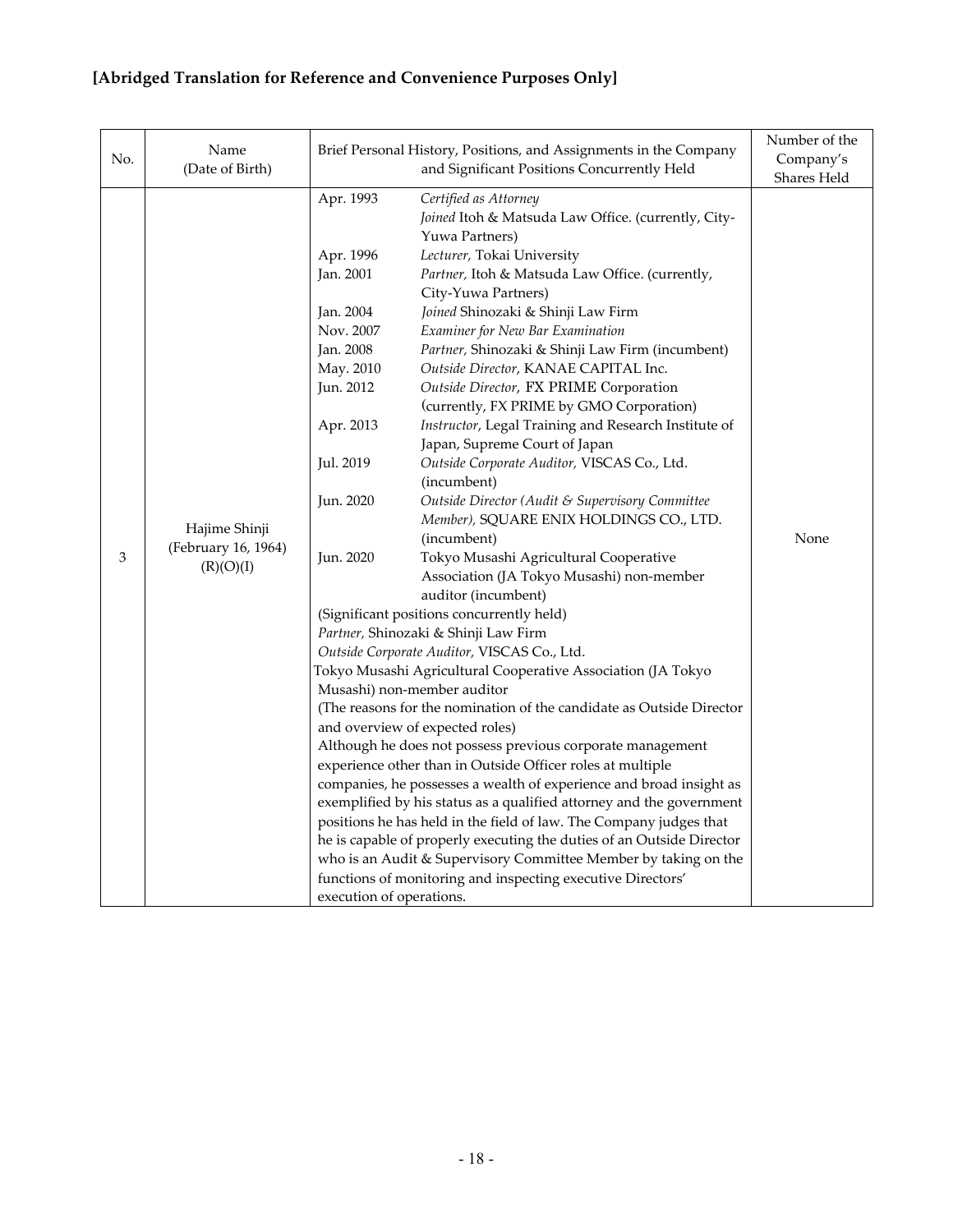**[Abridged Translation for Reference and Convenience Purposes Only]**

| No. | Name (Date of Birth) | Brief Personal History, Positions, and Assignments in the Company and Significant Positions Concurrently Held | Number of the Company's Shares Held |
|---|---|---|---|
| 3 | Hajime Shinji (February 16, 1964) (R)(O)(I) | Apr. 1993 *Certified as Attorney*<br>*Joined* Itoh & Matsuda Law Office. (currently, City-Yuwa Partners)<br>Apr. 1996 *Lecturer,* Tokai University<br>Jan. 2001 *Partner,* Itoh & Matsuda Law Office. (currently, City-Yuwa Partners)<br>Jan. 2004 *Joined* Shinozaki & Shinji Law Firm<br>Nov. 2007 *Examiner for New Bar Examination*<br>Jan. 2008 *Partner,* Shinozaki & Shinji Law Firm (incumbent)<br>May. 2010 *Outside Director*, KANAE CAPITAL Inc.<br>Jun. 2012 *Outside Director,* FX PRIME Corporation (currently, FX PRIME by GMO Corporation)<br>Apr. 2013 *Instructor*, Legal Training and Research Institute of Japan, Supreme Court of Japan<br>Jul. 2019 *Outside Corporate Auditor,* VISCAS Co., Ltd. (incumbent)<br>Jun. 2020 *Outside Director (Audit & Supervisory Committee Member),* SQUARE ENIX HOLDINGS CO., LTD. (incumbent)<br>Jun. 2020 Tokyo Musashi Agricultural Cooperative Association (JA Tokyo Musashi) non-member auditor (incumbent)<br>(Significant positions concurrently held)<br>*Partner,* Shinozaki & Shinji Law Firm<br>*Outside Corporate Auditor,* VISCAS Co., Ltd.<br>Tokyo Musashi Agricultural Cooperative Association (JA Tokyo Musashi) non-member auditor<br>(The reasons for the nomination of the candidate as Outside Director and overview of expected roles)<br>Although he does not possess previous corporate management experience other than in Outside Officer roles at multiple companies, he possesses a wealth of experience and broad insight as exemplified by his status as a qualified attorney and the government positions he has held in the field of law. The Company judges that he is capable of properly executing the duties of an Outside Director who is an Audit & Supervisory Committee Member by taking on the functions of monitoring and inspecting executive Directors' execution of operations. | None |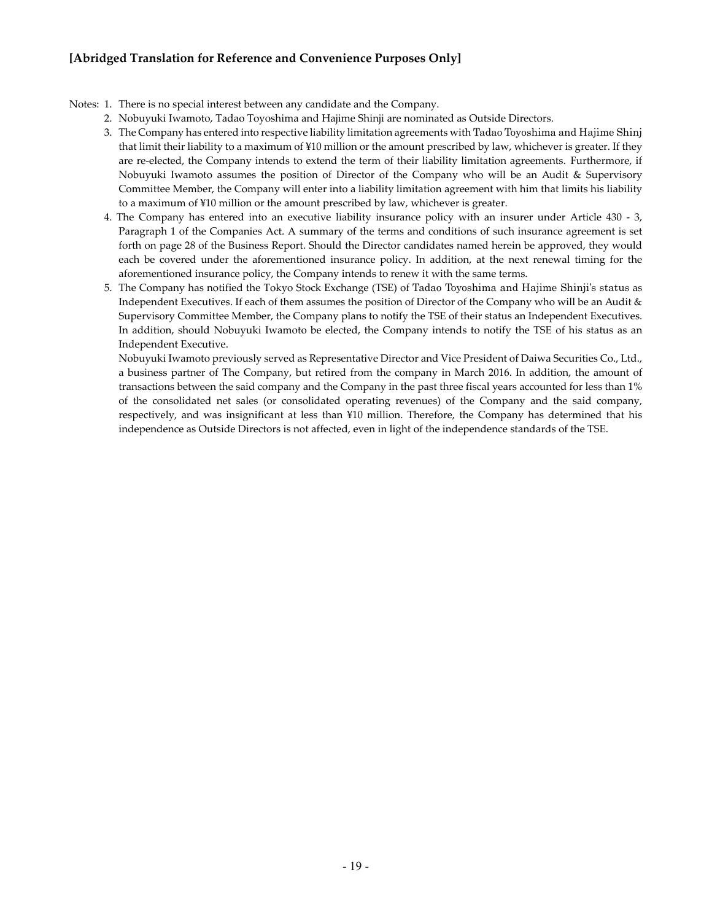**[Abridged Translation for Reference and Convenience Purposes Only]**

Notes: 1. There is no special interest between any candidate and the Company.

2. Nobuyuki Iwamoto, Tadao Toyoshima and Hajime Shinji are nominated as Outside Directors.
3. The Company has entered into respective liability limitation agreements with Tadao Toyoshima and Hajime Shinj that limit their liability to a maximum of ¥10 million or the amount prescribed by law, whichever is greater. If they are re-elected, the Company intends to extend the term of their liability limitation agreements. Furthermore, if Nobuyuki Iwamoto assumes the position of Director of the Company who will be an Audit & Supervisory Committee Member, the Company will enter into a liability limitation agreement with him that limits his liability to a maximum of ¥10 million or the amount prescribed by law, whichever is greater.
4. The Company has entered into an executive liability insurance policy with an insurer under Article 430 - 3, Paragraph 1 of the Companies Act. A summary of the terms and conditions of such insurance agreement is set forth on page 28 of the Business Report. Should the Director candidates named herein be approved, they would each be covered under the aforementioned insurance policy. In addition, at the next renewal timing for the aforementioned insurance policy, the Company intends to renew it with the same terms.
5. The Company has notified the Tokyo Stock Exchange (TSE) of Tadao Toyoshima and Hajime Shinji's status as Independent Executives. If each of them assumes the position of Director of the Company who will be an Audit & Supervisory Committee Member, the Company plans to notify the TSE of their status an Independent Executives. In addition, should Nobuyuki Iwamoto be elected, the Company intends to notify the TSE of his status as an Independent Executive.
   Nobuyuki Iwamoto previously served as Representative Director and Vice President of Daiwa Securities Co., Ltd., a business partner of The Company, but retired from the company in March 2016. In addition, the amount of transactions between the said company and the Company in the past three fiscal years accounted for less than 1% of the consolidated net sales (or consolidated operating revenues) of the Company and the said company, respectively, and was insignificant at less than ¥10 million. Therefore, the Company has determined that his independence as Outside Directors is not affected, even in light of the independence standards of the TSE.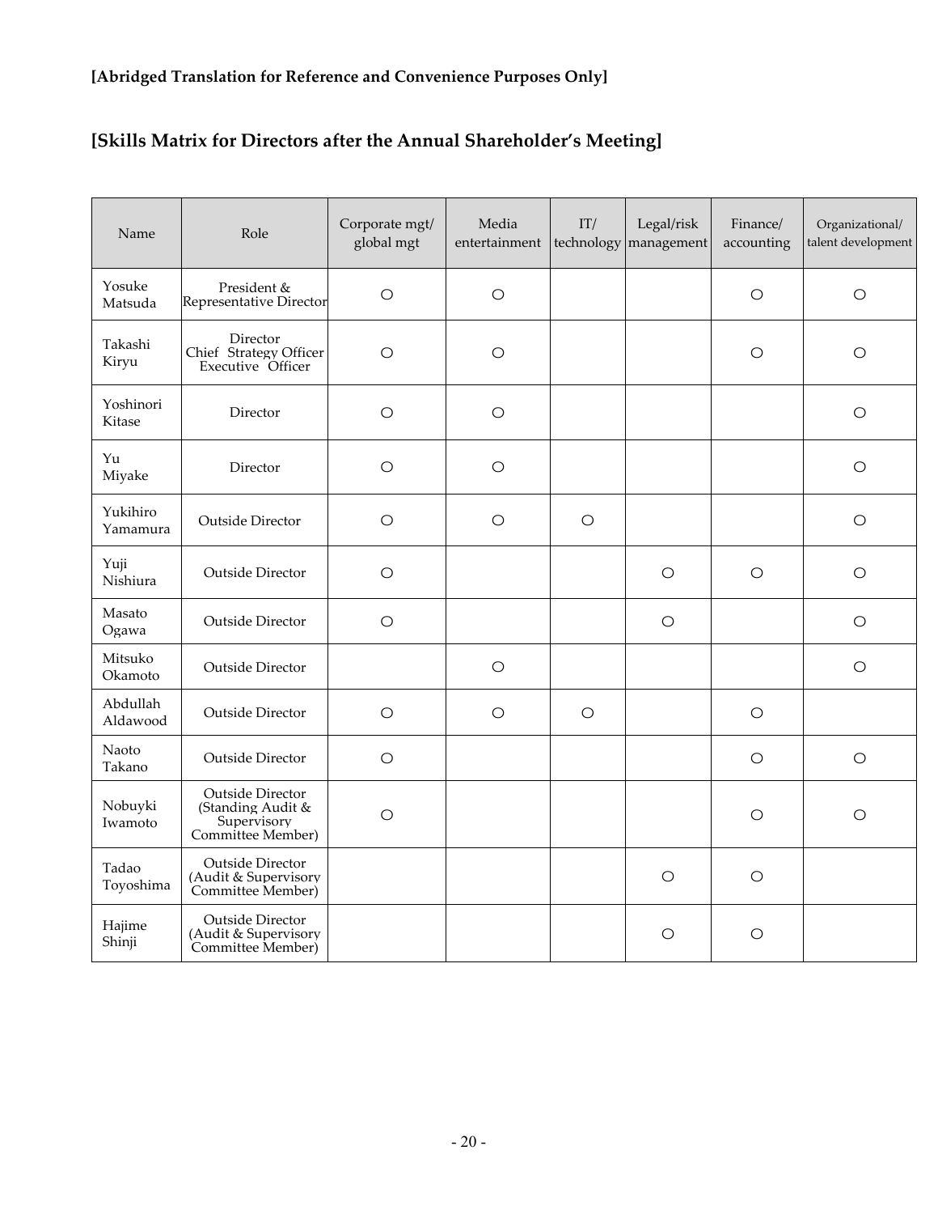**[Abridged Translation for Reference and Convenience Purposes Only]**

## [Skills Matrix for Directors after the Annual Shareholder's Meeting]

| Name | Role | Corporate mgt/ global mgt | Media entertainment | IT/ technology | Legal/risk management | Finance/ accounting | Organizational/ talent development |
|---|---|---|---|---|---|---|---|
| Yosuke Matsuda | President & Representative Director | ○ | ○ | | | ○ | ○ |
| Takashi Kiryu | Director Chief Strategy Officer Executive Officer | ○ | ○ | | | ○ | ○ |
| Yoshinori Kitase | Director | ○ | ○ | | | | ○ |
| Yu Miyake | Director | ○ | ○ | | | | ○ |
| Yukihiro Yamamura | Outside Director | ○ | ○ | ○ | | | ○ |
| Yuji Nishiura | Outside Director | ○ | | | ○ | ○ | ○ |
| Masato Ogawa | Outside Director | ○ | | | ○ | | ○ |
| Mitsuko Okamoto | Outside Director | | ○ | | | | ○ |
| Abdullah Aldawood | Outside Director | ○ | ○ | ○ | | ○ | |
| Naoto Takano | Outside Director | ○ | | | | ○ | ○ |
| Nobuyki Iwamoto | Outside Director (Standing Audit & Supervisory Committee Member) | ○ | | | | ○ | ○ |
| Tadao Toyoshima | Outside Director (Audit & Supervisory Committee Member) | | | | ○ | ○ | |
| Hajime Shinji | Outside Director (Audit & Supervisory Committee Member) | | | | ○ | ○ | |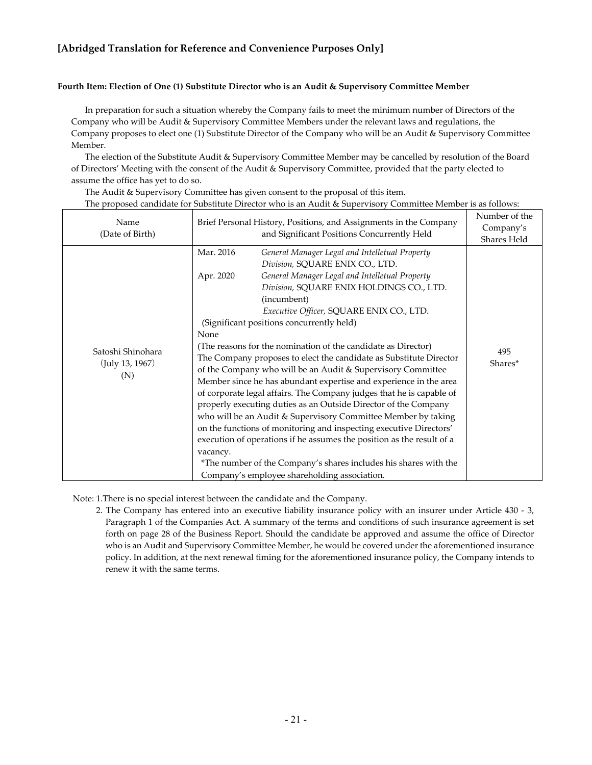**[Abridged Translation for Reference and Convenience Purposes Only]**

**Fourth Item: Election of One (1) Substitute Director who is an Audit & Supervisory Committee Member**

In preparation for such a situation whereby the Company fails to meet the minimum number of Directors of the Company who will be Audit & Supervisory Committee Members under the relevant laws and regulations, the Company proposes to elect one (1) Substitute Director of the Company who will be an Audit & Supervisory Committee Member.

The election of the Substitute Audit & Supervisory Committee Member may be cancelled by resolution of the Board of Directors' Meeting with the consent of the Audit & Supervisory Committee, provided that the party elected to assume the office has yet to do so.

The Audit & Supervisory Committee has given consent to the proposal of this item.

The proposed candidate for Substitute Director who is an Audit & Supervisory Committee Member is as follows:

| Name (Date of Birth) | Brief Personal History, Positions, and Assignments in the Company and Significant Positions Concurrently Held | Number of the Company's Shares Held |
|---|---|---|
| Satoshi Shinohara (July 13, 1967) (N) | Mar. 2016 *General Manager Legal and Intelletual Property Division,* SQUARE ENIX CO., LTD.<br>Apr. 2020 *General Manager Legal and Intelletual Property Division,* SQUARE ENIX HOLDINGS CO., LTD. (incumbent)<br>*Executive Officer,* SQUARE ENIX CO., LTD.<br>(Significant positions concurrently held)<br>None<br>(The reasons for the nomination of the candidate as Director)<br>The Company proposes to elect the candidate as Substitute Director of the Company who will be an Audit & Supervisory Committee Member since he has abundant expertise and experience in the area of corporate legal affairs. The Company judges that he is capable of properly executing duties as an Outside Director of the Company who will be an Audit & Supervisory Committee Member by taking on the functions of monitoring and inspecting executive Directors' execution of operations if he assumes the position as the result of a vacancy.<br>*The number of the Company's shares includes his shares with the Company's employee shareholding association. | 495 Shares* |

Note: 1. There is no special interest between the candidate and the Company.

2. The Company has entered into an executive liability insurance policy with an insurer under Article 430 - 3, Paragraph 1 of the Companies Act. A summary of the terms and conditions of such insurance agreement is set forth on page 28 of the Business Report. Should the candidate be approved and assume the office of Director who is an Audit and Supervisory Committee Member, he would be covered under the aforementioned insurance policy. In addition, at the next renewal timing for the aforementioned insurance policy, the Company intends to renew it with the same terms.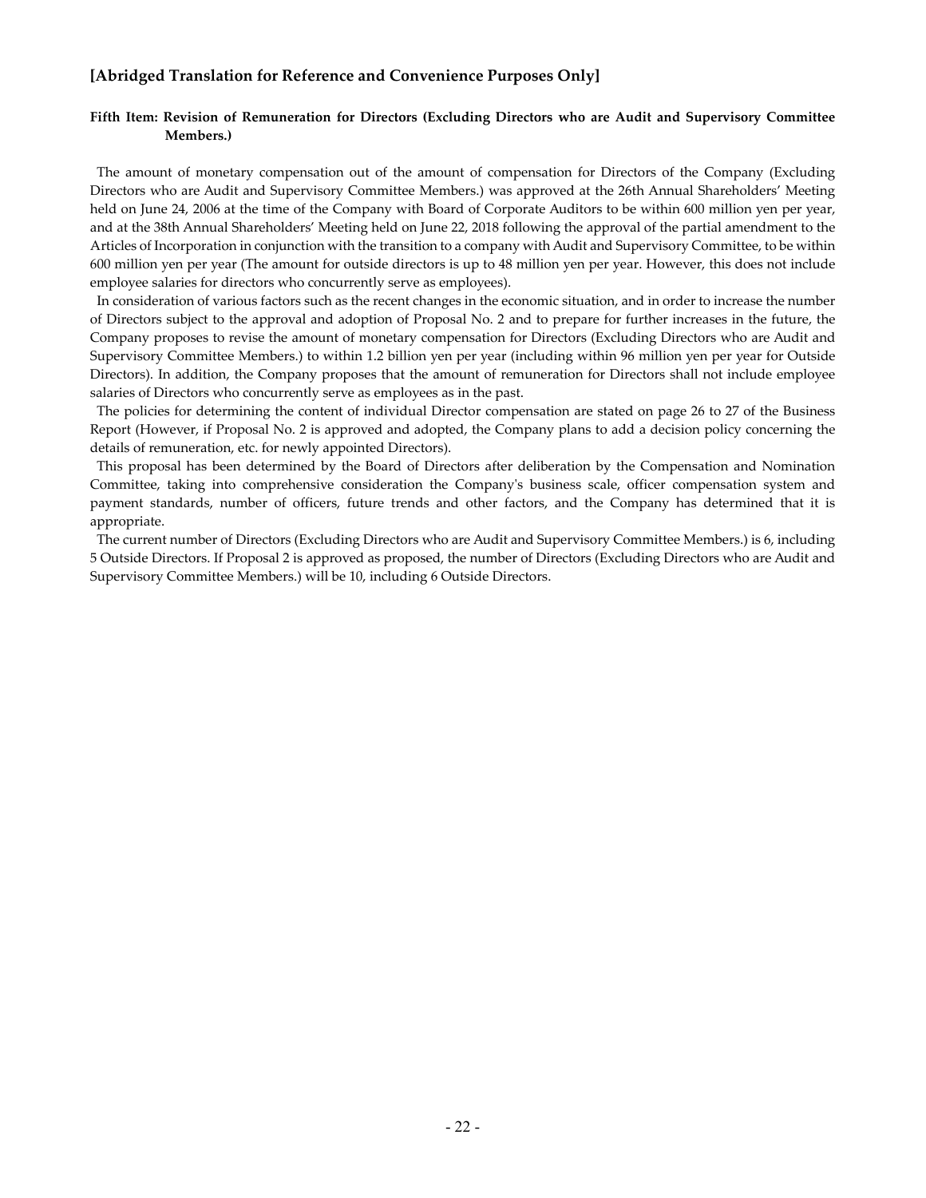## [Abridged Translation for Reference and Convenience Purposes Only]

### Fifth Item: Revision of Remuneration for Directors (Excluding Directors who are Audit and Supervisory Committee Members.)

The amount of monetary compensation out of the amount of compensation for Directors of the Company (Excluding Directors who are Audit and Supervisory Committee Members.) was approved at the 26th Annual Shareholders' Meeting held on June 24, 2006 at the time of the Company with Board of Corporate Auditors to be within 600 million yen per year, and at the 38th Annual Shareholders' Meeting held on June 22, 2018 following the approval of the partial amendment to the Articles of Incorporation in conjunction with the transition to a company with Audit and Supervisory Committee, to be within 600 million yen per year (The amount for outside directors is up to 48 million yen per year. However, this does not include employee salaries for directors who concurrently serve as employees).

In consideration of various factors such as the recent changes in the economic situation, and in order to increase the number of Directors subject to the approval and adoption of Proposal No. 2 and to prepare for further increases in the future, the Company proposes to revise the amount of monetary compensation for Directors (Excluding Directors who are Audit and Supervisory Committee Members.) to within 1.2 billion yen per year (including within 96 million yen per year for Outside Directors). In addition, the Company proposes that the amount of remuneration for Directors shall not include employee salaries of Directors who concurrently serve as employees as in the past.

The policies for determining the content of individual Director compensation are stated on page 26 to 27 of the Business Report (However, if Proposal No. 2 is approved and adopted, the Company plans to add a decision policy concerning the details of remuneration, etc. for newly appointed Directors).

This proposal has been determined by the Board of Directors after deliberation by the Compensation and Nomination Committee, taking into comprehensive consideration the Company's business scale, officer compensation system and payment standards, number of officers, future trends and other factors, and the Company has determined that it is appropriate.

The current number of Directors (Excluding Directors who are Audit and Supervisory Committee Members.) is 6, including 5 Outside Directors. If Proposal 2 is approved as proposed, the number of Directors (Excluding Directors who are Audit and Supervisory Committee Members.) will be 10, including 6 Outside Directors.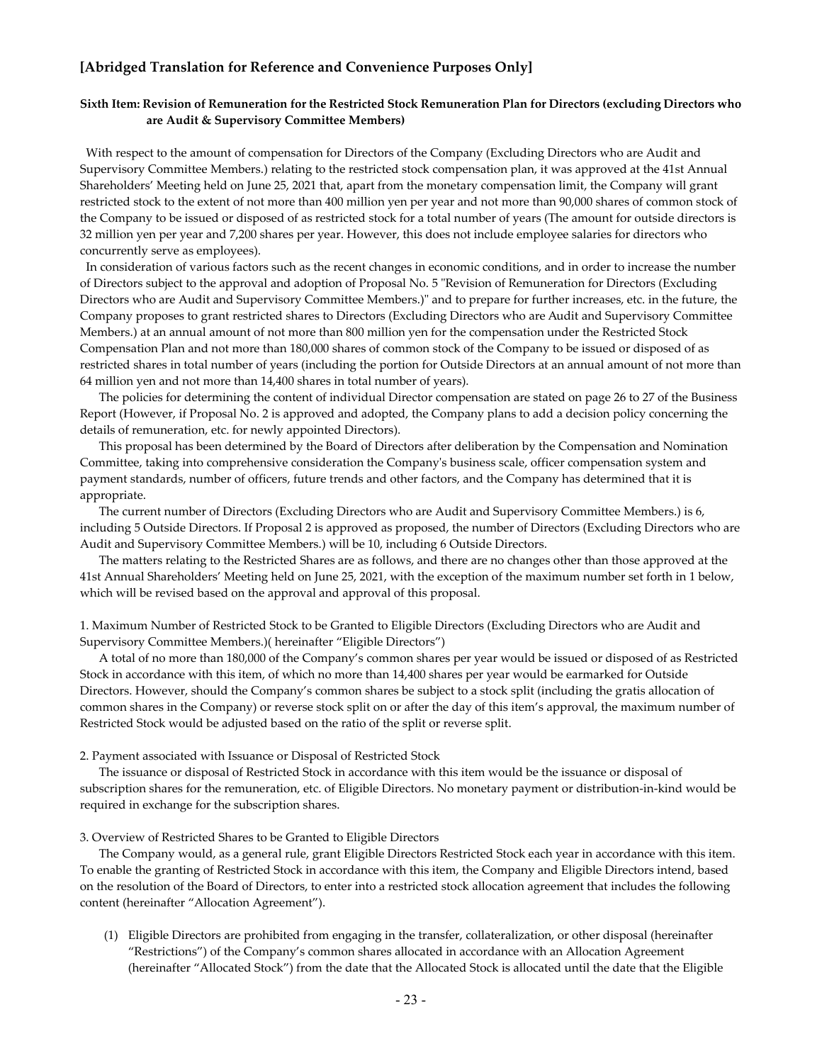## [Abridged Translation for Reference and Convenience Purposes Only]

### Sixth Item: Revision of Remuneration for the Restricted Stock Remuneration Plan for Directors (excluding Directors who are Audit & Supervisory Committee Members)

With respect to the amount of compensation for Directors of the Company (Excluding Directors who are Audit and Supervisory Committee Members.) relating to the restricted stock compensation plan, it was approved at the 41st Annual Shareholders' Meeting held on June 25, 2021 that, apart from the monetary compensation limit, the Company will grant restricted stock to the extent of not more than 400 million yen per year and not more than 90,000 shares of common stock of the Company to be issued or disposed of as restricted stock for a total number of years (The amount for outside directors is 32 million yen per year and 7,200 shares per year. However, this does not include employee salaries for directors who concurrently serve as employees).

In consideration of various factors such as the recent changes in economic conditions, and in order to increase the number of Directors subject to the approval and adoption of Proposal No. 5 "Revision of Remuneration for Directors (Excluding Directors who are Audit and Supervisory Committee Members.)" and to prepare for further increases, etc. in the future, the Company proposes to grant restricted shares to Directors (Excluding Directors who are Audit and Supervisory Committee Members.) at an annual amount of not more than 800 million yen for the compensation under the Restricted Stock Compensation Plan and not more than 180,000 shares of common stock of the Company to be issued or disposed of as restricted shares in total number of years (including the portion for Outside Directors at an annual amount of not more than 64 million yen and not more than 14,400 shares in total number of years).

The policies for determining the content of individual Director compensation are stated on page 26 to 27 of the Business Report (However, if Proposal No. 2 is approved and adopted, the Company plans to add a decision policy concerning the details of remuneration, etc. for newly appointed Directors).

This proposal has been determined by the Board of Directors after deliberation by the Compensation and Nomination Committee, taking into comprehensive consideration the Company's business scale, officer compensation system and payment standards, number of officers, future trends and other factors, and the Company has determined that it is appropriate.

The current number of Directors (Excluding Directors who are Audit and Supervisory Committee Members.) is 6, including 5 Outside Directors. If Proposal 2 is approved as proposed, the number of Directors (Excluding Directors who are Audit and Supervisory Committee Members.) will be 10, including 6 Outside Directors.

The matters relating to the Restricted Shares are as follows, and there are no changes other than those approved at the 41st Annual Shareholders' Meeting held on June 25, 2021, with the exception of the maximum number set forth in 1 below, which will be revised based on the approval and approval of this proposal.

1. Maximum Number of Restricted Stock to be Granted to Eligible Directors (Excluding Directors who are Audit and Supervisory Committee Members.)( hereinafter "Eligible Directors")

A total of no more than 180,000 of the Company's common shares per year would be issued or disposed of as Restricted Stock in accordance with this item, of which no more than 14,400 shares per year would be earmarked for Outside Directors. However, should the Company's common shares be subject to a stock split (including the gratis allocation of common shares in the Company) or reverse stock split on or after the day of this item's approval, the maximum number of Restricted Stock would be adjusted based on the ratio of the split or reverse split.

2. Payment associated with Issuance or Disposal of Restricted Stock

The issuance or disposal of Restricted Stock in accordance with this item would be the issuance or disposal of subscription shares for the remuneration, etc. of Eligible Directors. No monetary payment or distribution-in-kind would be required in exchange for the subscription shares.

3. Overview of Restricted Shares to be Granted to Eligible Directors

The Company would, as a general rule, grant Eligible Directors Restricted Stock each year in accordance with this item. To enable the granting of Restricted Stock in accordance with this item, the Company and Eligible Directors intend, based on the resolution of the Board of Directors, to enter into a restricted stock allocation agreement that includes the following content (hereinafter "Allocation Agreement").

(1) Eligible Directors are prohibited from engaging in the transfer, collateralization, or other disposal (hereinafter "Restrictions") of the Company's common shares allocated in accordance with an Allocation Agreement (hereinafter "Allocated Stock") from the date that the Allocated Stock is allocated until the date that the Eligible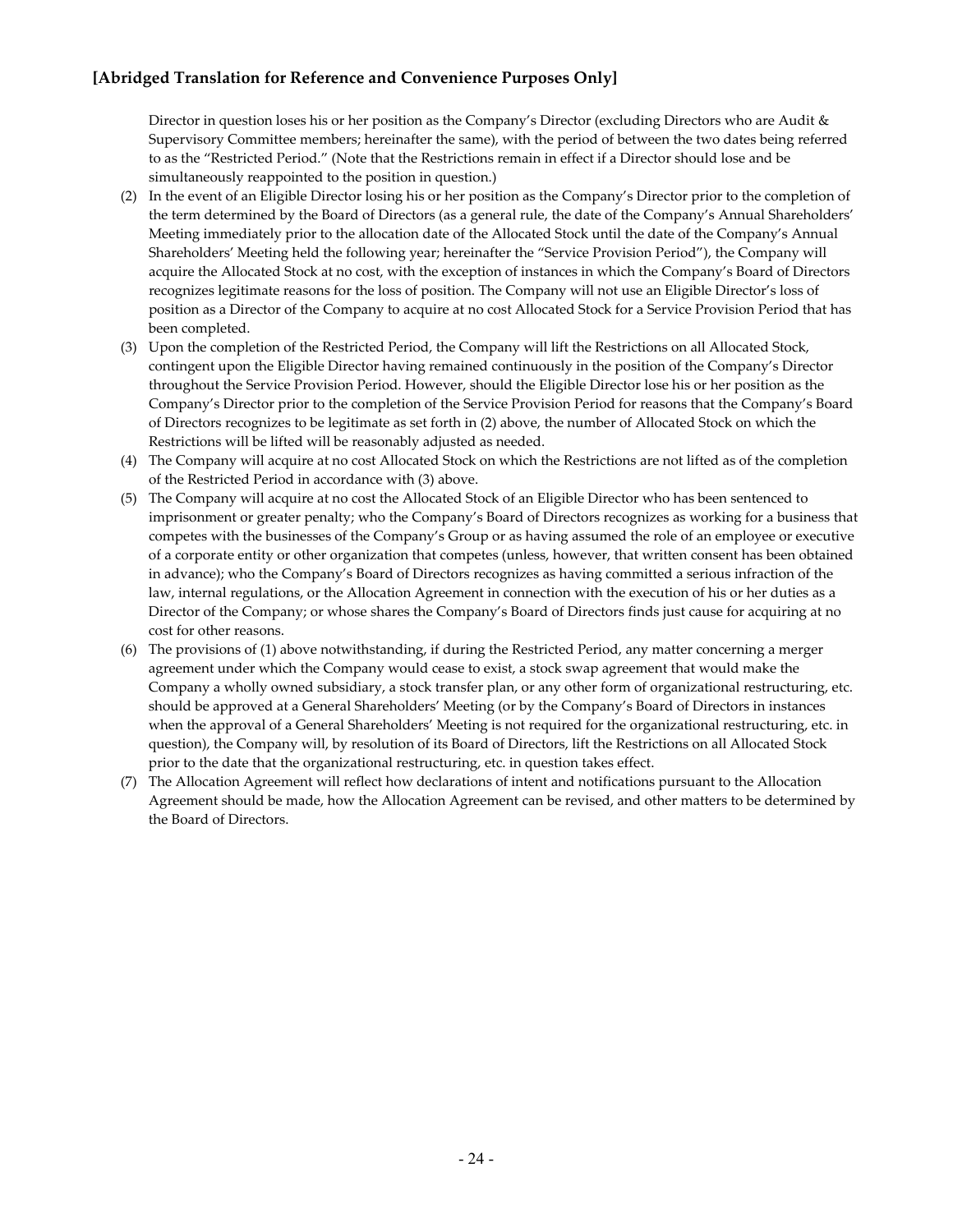Director in question loses his or her position as the Company's Director (excluding Directors who are Audit & Supervisory Committee members; hereinafter the same), with the period of between the two dates being referred to as the "Restricted Period." (Note that the Restrictions remain in effect if a Director should lose and be simultaneously reappointed to the position in question.)

(2) In the event of an Eligible Director losing his or her position as the Company's Director prior to the completion of the term determined by the Board of Directors (as a general rule, the date of the Company's Annual Shareholders' Meeting immediately prior to the allocation date of the Allocated Stock until the date of the Company's Annual Shareholders' Meeting held the following year; hereinafter the "Service Provision Period"), the Company will acquire the Allocated Stock at no cost, with the exception of instances in which the Company's Board of Directors recognizes legitimate reasons for the loss of position. The Company will not use an Eligible Director's loss of position as a Director of the Company to acquire at no cost Allocated Stock for a Service Provision Period that has been completed.

(3) Upon the completion of the Restricted Period, the Company will lift the Restrictions on all Allocated Stock, contingent upon the Eligible Director having remained continuously in the position of the Company's Director throughout the Service Provision Period. However, should the Eligible Director lose his or her position as the Company's Director prior to the completion of the Service Provision Period for reasons that the Company's Board of Directors recognizes to be legitimate as set forth in (2) above, the number of Allocated Stock on which the Restrictions will be lifted will be reasonably adjusted as needed.

(4) The Company will acquire at no cost Allocated Stock on which the Restrictions are not lifted as of the completion of the Restricted Period in accordance with (3) above.

(5) The Company will acquire at no cost the Allocated Stock of an Eligible Director who has been sentenced to imprisonment or greater penalty; who the Company's Board of Directors recognizes as working for a business that competes with the businesses of the Company's Group or as having assumed the role of an employee or executive of a corporate entity or other organization that competes (unless, however, that written consent has been obtained in advance); who the Company's Board of Directors recognizes as having committed a serious infraction of the law, internal regulations, or the Allocation Agreement in connection with the execution of his or her duties as a Director of the Company; or whose shares the Company's Board of Directors finds just cause for acquiring at no cost for other reasons.

(6) The provisions of (1) above notwithstanding, if during the Restricted Period, any matter concerning a merger agreement under which the Company would cease to exist, a stock swap agreement that would make the Company a wholly owned subsidiary, a stock transfer plan, or any other form of organizational restructuring, etc. should be approved at a General Shareholders' Meeting (or by the Company's Board of Directors in instances when the approval of a General Shareholders' Meeting is not required for the organizational restructuring, etc. in question), the Company will, by resolution of its Board of Directors, lift the Restrictions on all Allocated Stock prior to the date that the organizational restructuring, etc. in question takes effect.

(7) The Allocation Agreement will reflect how declarations of intent and notifications pursuant to the Allocation Agreement should be made, how the Allocation Agreement can be revised, and other matters to be determined by the Board of Directors.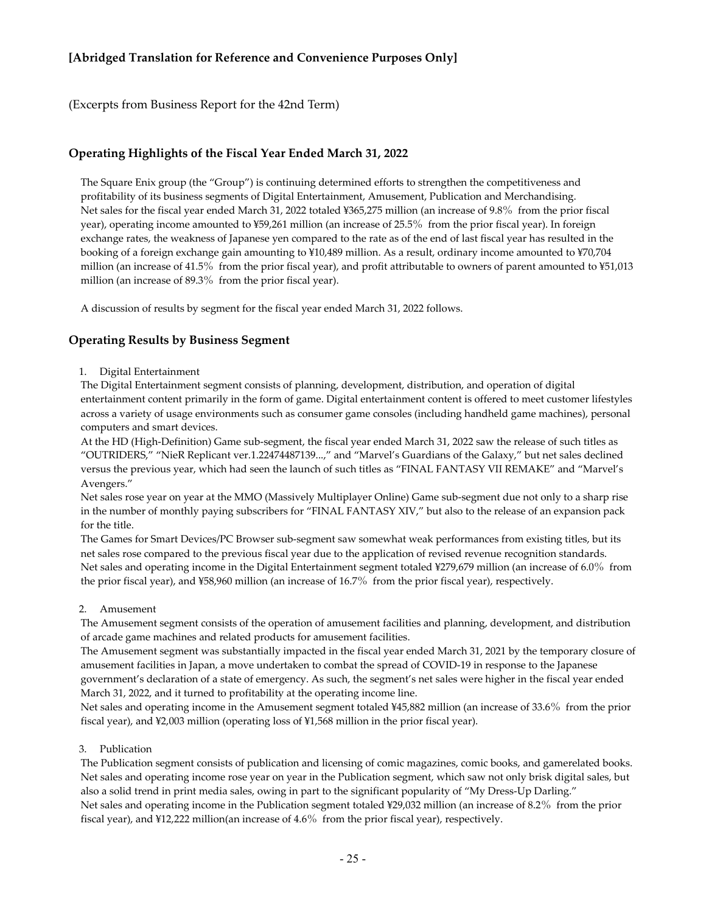**[Abridged Translation for Reference and Convenience Purposes Only]**

(Excerpts from Business Report for the 42nd Term)

## Operating Highlights of the Fiscal Year Ended March 31, 2022

The Square Enix group (the "Group") is continuing determined efforts to strengthen the competitiveness and profitability of its business segments of Digital Entertainment, Amusement, Publication and Merchandising. Net sales for the fiscal year ended March 31, 2022 totaled ¥365,275 million (an increase of 9.8% from the prior fiscal year), operating income amounted to ¥59,261 million (an increase of 25.5% from the prior fiscal year). In foreign exchange rates, the weakness of Japanese yen compared to the rate as of the end of last fiscal year has resulted in the booking of a foreign exchange gain amounting to ¥10,489 million. As a result, ordinary income amounted to ¥70,704 million (an increase of 41.5% from the prior fiscal year), and profit attributable to owners of parent amounted to ¥51,013 million (an increase of 89.3% from the prior fiscal year).

A discussion of results by segment for the fiscal year ended March 31, 2022 follows.

## Operating Results by Business Segment

1. Digital Entertainment

The Digital Entertainment segment consists of planning, development, distribution, and operation of digital entertainment content primarily in the form of game. Digital entertainment content is offered to meet customer lifestyles across a variety of usage environments such as consumer game consoles (including handheld game machines), personal computers and smart devices.

At the HD (High-Definition) Game sub-segment, the fiscal year ended March 31, 2022 saw the release of such titles as "OUTRIDERS," "NieR Replicant ver.1.22474487139...," and "Marvel's Guardians of the Galaxy," but net sales declined versus the previous year, which had seen the launch of such titles as "FINAL FANTASY VII REMAKE" and "Marvel's Avengers."

Net sales rose year on year at the MMO (Massively Multiplayer Online) Game sub-segment due not only to a sharp rise in the number of monthly paying subscribers for "FINAL FANTASY XIV," but also to the release of an expansion pack for the title.

The Games for Smart Devices/PC Browser sub-segment saw somewhat weak performances from existing titles, but its net sales rose compared to the previous fiscal year due to the application of revised revenue recognition standards.

Net sales and operating income in the Digital Entertainment segment totaled ¥279,679 million (an increase of 6.0% from the prior fiscal year), and ¥58,960 million (an increase of 16.7% from the prior fiscal year), respectively.

2. Amusement

The Amusement segment consists of the operation of amusement facilities and planning, development, and distribution of arcade game machines and related products for amusement facilities.

The Amusement segment was substantially impacted in the fiscal year ended March 31, 2021 by the temporary closure of amusement facilities in Japan, a move undertaken to combat the spread of COVID-19 in response to the Japanese government's declaration of a state of emergency. As such, the segment's net sales were higher in the fiscal year ended March 31, 2022, and it turned to profitability at the operating income line.

Net sales and operating income in the Amusement segment totaled ¥45,882 million (an increase of 33.6% from the prior fiscal year), and ¥2,003 million (operating loss of ¥1,568 million in the prior fiscal year).

3. Publication

The Publication segment consists of publication and licensing of comic magazines, comic books, and gamerelated books. Net sales and operating income rose year on year in the Publication segment, which saw not only brisk digital sales, but also a solid trend in print media sales, owing in part to the significant popularity of "My Dress-Up Darling."

Net sales and operating income in the Publication segment totaled ¥29,032 million (an increase of 8.2% from the prior fiscal year), and ¥12,222 million(an increase of 4.6% from the prior fiscal year), respectively.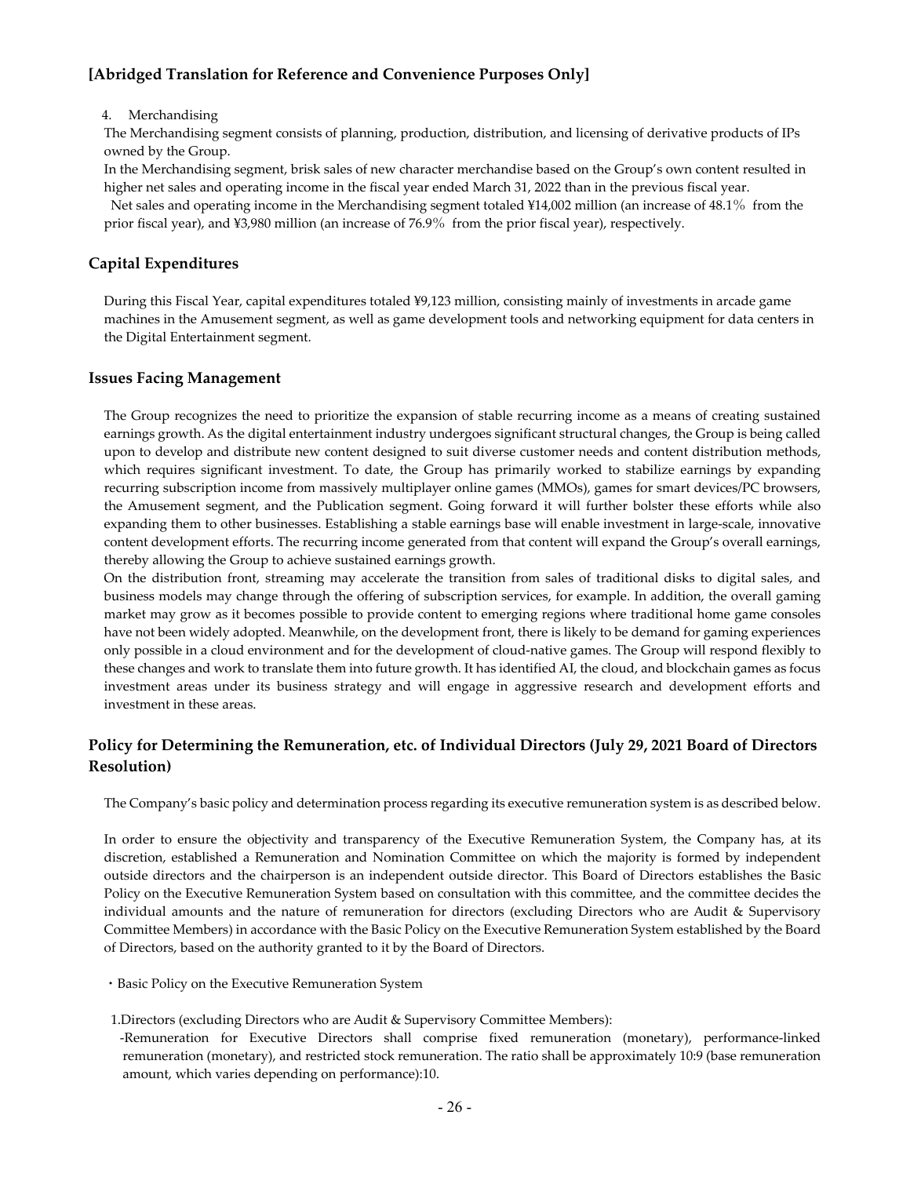**[Abridged Translation for Reference and Convenience Purposes Only]**

4. Merchandising

The Merchandising segment consists of planning, production, distribution, and licensing of derivative products of IPs owned by the Group.

In the Merchandising segment, brisk sales of new character merchandise based on the Group's own content resulted in higher net sales and operating income in the fiscal year ended March 31, 2022 than in the previous fiscal year.

Net sales and operating income in the Merchandising segment totaled ¥14,002 million (an increase of 48.1% from the prior fiscal year), and ¥3,980 million (an increase of 76.9% from the prior fiscal year), respectively.

## Capital Expenditures

During this Fiscal Year, capital expenditures totaled ¥9,123 million, consisting mainly of investments in arcade game machines in the Amusement segment, as well as game development tools and networking equipment for data centers in the Digital Entertainment segment.

## Issues Facing Management

The Group recognizes the need to prioritize the expansion of stable recurring income as a means of creating sustained earnings growth. As the digital entertainment industry undergoes significant structural changes, the Group is being called upon to develop and distribute new content designed to suit diverse customer needs and content distribution methods, which requires significant investment. To date, the Group has primarily worked to stabilize earnings by expanding recurring subscription income from massively multiplayer online games (MMOs), games for smart devices/PC browsers, the Amusement segment, and the Publication segment. Going forward it will further bolster these efforts while also expanding them to other businesses. Establishing a stable earnings base will enable investment in large-scale, innovative content development efforts. The recurring income generated from that content will expand the Group's overall earnings, thereby allowing the Group to achieve sustained earnings growth.

On the distribution front, streaming may accelerate the transition from sales of traditional disks to digital sales, and business models may change through the offering of subscription services, for example. In addition, the overall gaming market may grow as it becomes possible to provide content to emerging regions where traditional home game consoles have not been widely adopted. Meanwhile, on the development front, there is likely to be demand for gaming experiences only possible in a cloud environment and for the development of cloud-native games. The Group will respond flexibly to these changes and work to translate them into future growth. It has identified AI, the cloud, and blockchain games as focus investment areas under its business strategy and will engage in aggressive research and development efforts and investment in these areas.

## Policy for Determining the Remuneration, etc. of Individual Directors (July 29, 2021 Board of Directors Resolution)

The Company's basic policy and determination process regarding its executive remuneration system is as described below.

In order to ensure the objectivity and transparency of the Executive Remuneration System, the Company has, at its discretion, established a Remuneration and Nomination Committee on which the majority is formed by independent outside directors and the chairperson is an independent outside director. This Board of Directors establishes the Basic Policy on the Executive Remuneration System based on consultation with this committee, and the committee decides the individual amounts and the nature of remuneration for directors (excluding Directors who are Audit & Supervisory Committee Members) in accordance with the Basic Policy on the Executive Remuneration System established by the Board of Directors, based on the authority granted to it by the Board of Directors.

・Basic Policy on the Executive Remuneration System

1.Directors (excluding Directors who are Audit & Supervisory Committee Members):

-Remuneration for Executive Directors shall comprise fixed remuneration (monetary), performance-linked remuneration (monetary), and restricted stock remuneration. The ratio shall be approximately 10:9 (base remuneration amount, which varies depending on performance):10.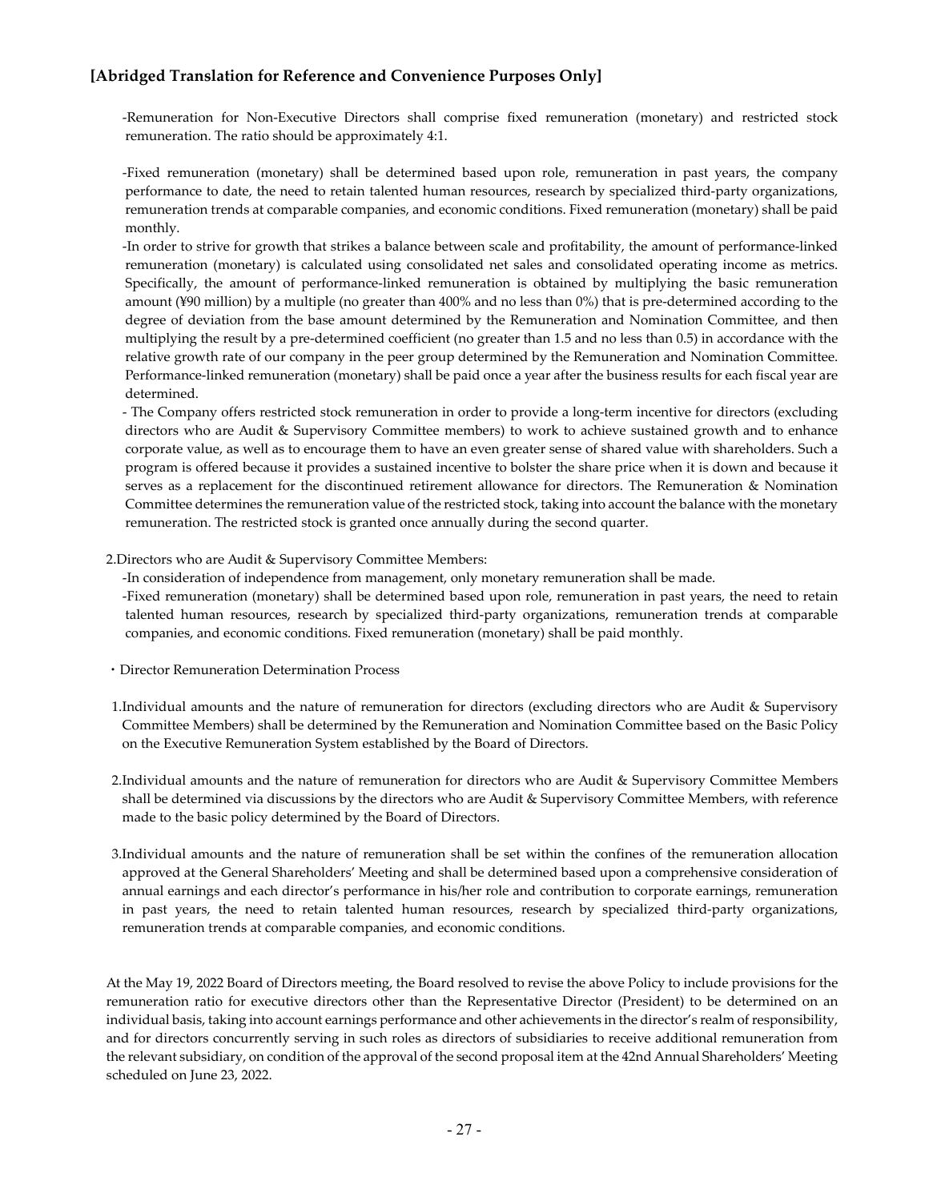**[Abridged Translation for Reference and Convenience Purposes Only]**

-Remuneration for Non-Executive Directors shall comprise fixed remuneration (monetary) and restricted stock remuneration. The ratio should be approximately 4:1.

-Fixed remuneration (monetary) shall be determined based upon role, remuneration in past years, the company performance to date, the need to retain talented human resources, research by specialized third-party organizations, remuneration trends at comparable companies, and economic conditions. Fixed remuneration (monetary) shall be paid monthly.

-In order to strive for growth that strikes a balance between scale and profitability, the amount of performance-linked remuneration (monetary) is calculated using consolidated net sales and consolidated operating income as metrics. Specifically, the amount of performance-linked remuneration is obtained by multiplying the basic remuneration amount (¥90 million) by a multiple (no greater than 400% and no less than 0%) that is pre-determined according to the degree of deviation from the base amount determined by the Remuneration and Nomination Committee, and then multiplying the result by a pre-determined coefficient (no greater than 1.5 and no less than 0.5) in accordance with the relative growth rate of our company in the peer group determined by the Remuneration and Nomination Committee. Performance-linked remuneration (monetary) shall be paid once a year after the business results for each fiscal year are determined.

- The Company offers restricted stock remuneration in order to provide a long-term incentive for directors (excluding directors who are Audit & Supervisory Committee members) to work to achieve sustained growth and to enhance corporate value, as well as to encourage them to have an even greater sense of shared value with shareholders. Such a program is offered because it provides a sustained incentive to bolster the share price when it is down and because it serves as a replacement for the discontinued retirement allowance for directors. The Remuneration & Nomination Committee determines the remuneration value of the restricted stock, taking into account the balance with the monetary remuneration. The restricted stock is granted once annually during the second quarter.

2.Directors who are Audit & Supervisory Committee Members:

-In consideration of independence from management, only monetary remuneration shall be made.

-Fixed remuneration (monetary) shall be determined based upon role, remuneration in past years, the need to retain talented human resources, research by specialized third-party organizations, remuneration trends at comparable companies, and economic conditions. Fixed remuneration (monetary) shall be paid monthly.

・Director Remuneration Determination Process

1.Individual amounts and the nature of remuneration for directors (excluding directors who are Audit & Supervisory Committee Members) shall be determined by the Remuneration and Nomination Committee based on the Basic Policy on the Executive Remuneration System established by the Board of Directors.

2.Individual amounts and the nature of remuneration for directors who are Audit & Supervisory Committee Members shall be determined via discussions by the directors who are Audit & Supervisory Committee Members, with reference made to the basic policy determined by the Board of Directors.

3.Individual amounts and the nature of remuneration shall be set within the confines of the remuneration allocation approved at the General Shareholders' Meeting and shall be determined based upon a comprehensive consideration of annual earnings and each director's performance in his/her role and contribution to corporate earnings, remuneration in past years, the need to retain talented human resources, research by specialized third-party organizations, remuneration trends at comparable companies, and economic conditions.

At the May 19, 2022 Board of Directors meeting, the Board resolved to revise the above Policy to include provisions for the remuneration ratio for executive directors other than the Representative Director (President) to be determined on an individual basis, taking into account earnings performance and other achievements in the director's realm of responsibility, and for directors concurrently serving in such roles as directors of subsidiaries to receive additional remuneration from the relevant subsidiary, on condition of the approval of the second proposal item at the 42nd Annual Shareholders' Meeting scheduled on June 23, 2022.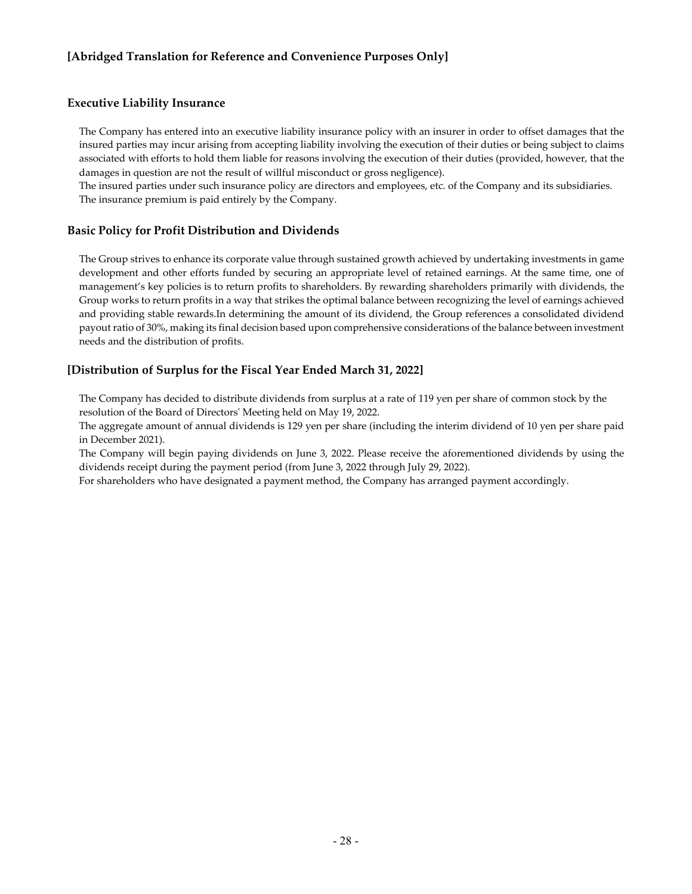**[Abridged Translation for Reference and Convenience Purposes Only]**

## Executive Liability Insurance

The Company has entered into an executive liability insurance policy with an insurer in order to offset damages that the insured parties may incur arising from accepting liability involving the execution of their duties or being subject to claims associated with efforts to hold them liable for reasons involving the execution of their duties (provided, however, that the damages in question are not the result of willful misconduct or gross negligence).
The insured parties under such insurance policy are directors and employees, etc. of the Company and its subsidiaries.
The insurance premium is paid entirely by the Company.

## Basic Policy for Profit Distribution and Dividends

The Group strives to enhance its corporate value through sustained growth achieved by undertaking investments in game development and other efforts funded by securing an appropriate level of retained earnings. At the same time, one of management's key policies is to return profits to shareholders. By rewarding shareholders primarily with dividends, the Group works to return profits in a way that strikes the optimal balance between recognizing the level of earnings achieved and providing stable rewards.In determining the amount of its dividend, the Group references a consolidated dividend payout ratio of 30%, making its final decision based upon comprehensive considerations of the balance between investment needs and the distribution of profits.

## [Distribution of Surplus for the Fiscal Year Ended March 31, 2022]

The Company has decided to distribute dividends from surplus at a rate of 119 yen per share of common stock by the resolution of the Board of Directors' Meeting held on May 19, 2022.
The aggregate amount of annual dividends is 129 yen per share (including the interim dividend of 10 yen per share paid in December 2021).
The Company will begin paying dividends on June 3, 2022. Please receive the aforementioned dividends by using the dividends receipt during the payment period (from June 3, 2022 through July 29, 2022).
For shareholders who have designated a payment method, the Company has arranged payment accordingly.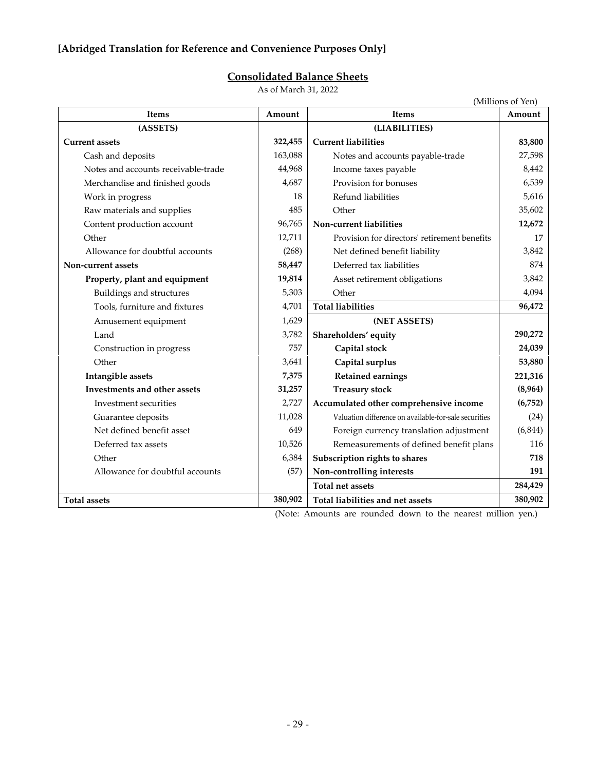**[Abridged Translation for Reference and Convenience Purposes Only]**

## Consolidated Balance Sheets

As of March 31, 2022

(Millions of Yen)

| Items | Amount | Items | Amount |
|---|---|---|---|
| **(ASSETS)** | | **(LIABILITIES)** | |
| **Current assets** | **322,455** | **Current liabilities** | **83,800** |
| Cash and deposits | 163,088 | Notes and accounts payable-trade | 27,598 |
| Notes and accounts receivable-trade | 44,968 | Income taxes payable | 8,442 |
| Merchandise and finished goods | 4,687 | Provision for bonuses | 6,539 |
| Work in progress | 18 | Refund liabilities | 5,616 |
| Raw materials and supplies | 485 | Other | 35,602 |
| Content production account | 96,765 | **Non-current liabilities** | **12,672** |
| Other | 12,711 | Provision for directors' retirement benefits | 17 |
| Allowance for doubtful accounts | (268) | Net defined benefit liability | 3,842 |
| **Non-current assets** | **58,447** | Deferred tax liabilities | 874 |
| **Property, plant and equipment** | **19,814** | Asset retirement obligations | 3,842 |
| Buildings and structures | 5,303 | Other | 4,094 |
| Tools, furniture and fixtures | 4,701 | **Total liabilities** | **96,472** |
| Amusement equipment | 1,629 | **(NET ASSETS)** | |
| Land | 3,782 | **Shareholders' equity** | **290,272** |
| Construction in progress | 757 | **Capital stock** | **24,039** |
| Other | 3,641 | **Capital surplus** | **53,880** |
| **Intangible assets** | **7,375** | **Retained earnings** | **221,316** |
| **Investments and other assets** | **31,257** | **Treasury stock** | **(8,964)** |
| Investment securities | 2,727 | **Accumulated other comprehensive income** | **(6,752)** |
| Guarantee deposits | 11,028 | Valuation difference on available-for-sale securities | (24) |
| Net defined benefit asset | 649 | Foreign currency translation adjustment | (6,844) |
| Deferred tax assets | 10,526 | Remeasurements of defined benefit plans | 116 |
| Other | 6,384 | **Subscription rights to shares** | **718** |
| Allowance for doubtful accounts | (57) | **Non-controlling interests** | **191** |
| | | **Total net assets** | **284,429** |
| **Total assets** | **380,902** | **Total liabilities and net assets** | **380,902** |

(Note: Amounts are rounded down to the nearest million yen.)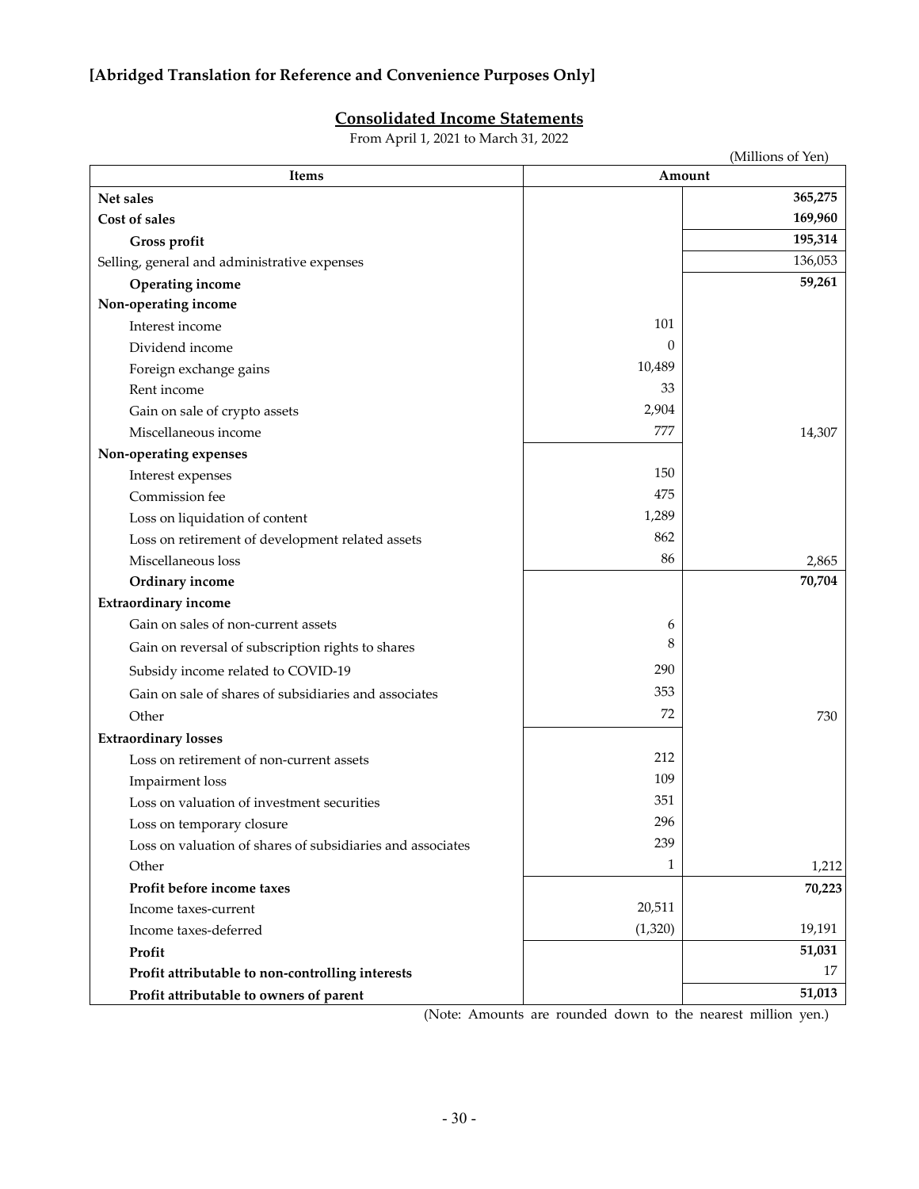**[Abridged Translation for Reference and Convenience Purposes Only]**

## Consolidated Income Statements

From April 1, 2021 to March 31, 2022

(Millions of Yen)

| Items | Amount | |
|---|---|---|
| **Net sales** | | **365,275** |
| **Cost of sales** | | **169,960** |
| **Gross profit** | | **195,314** |
| Selling, general and administrative expenses | | 136,053 |
| **Operating income** | | **59,261** |
| **Non-operating income** | | |
| Interest income | 101 | |
| Dividend income | 0 | |
| Foreign exchange gains | 10,489 | |
| Rent income | 33 | |
| Gain on sale of crypto assets | 2,904 | |
| Miscellaneous income | 777 | 14,307 |
| **Non-operating expenses** | | |
| Interest expenses | 150 | |
| Commission fee | 475 | |
| Loss on liquidation of content | 1,289 | |
| Loss on retirement of development related assets | 862 | |
| Miscellaneous loss | 86 | 2,865 |
| **Ordinary income** | | **70,704** |
| **Extraordinary income** | | |
| Gain on sales of non-current assets | 6 | |
| Gain on reversal of subscription rights to shares | 8 | |
| Subsidy income related to COVID-19 | 290 | |
| Gain on sale of shares of subsidiaries and associates | 353 | |
| Other | 72 | 730 |
| **Extraordinary losses** | | |
| Loss on retirement of non-current assets | 212 | |
| Impairment loss | 109 | |
| Loss on valuation of investment securities | 351 | |
| Loss on temporary closure | 296 | |
| Loss on valuation of shares of subsidiaries and associates | 239 | |
| Other | 1 | 1,212 |
| **Profit before income taxes** | | **70,223** |
| Income taxes-current | 20,511 | |
| Income taxes-deferred | (1,320) | 19,191 |
| **Profit** | | **51,031** |
| **Profit attributable to non-controlling interests** | | 17 |
| **Profit attributable to owners of parent** | | **51,013** |

(Note: Amounts are rounded down to the nearest million yen.)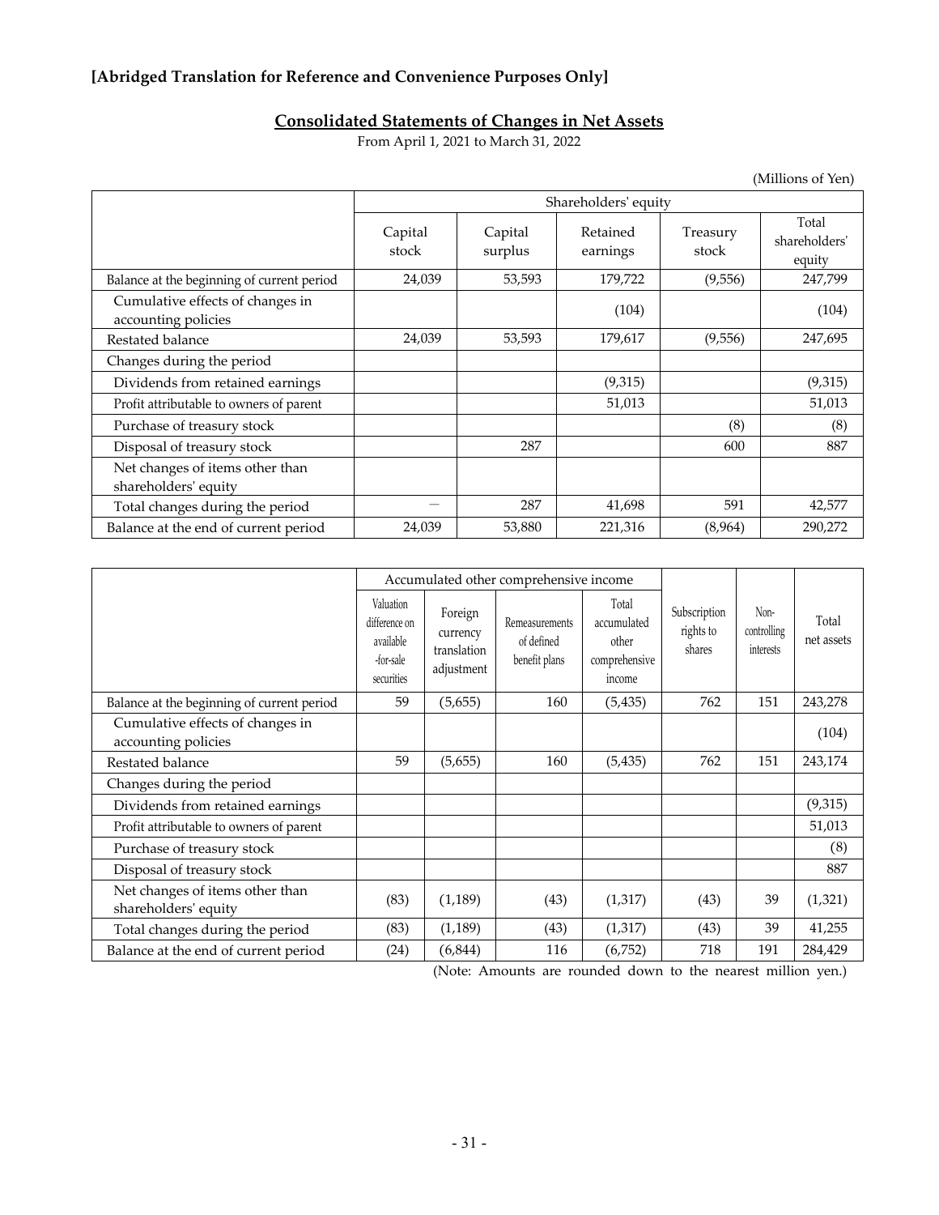**[Abridged Translation for Reference and Convenience Purposes Only]**

## Consolidated Statements of Changes in Net Assets

From April 1, 2021 to March 31, 2022

(Millions of Yen)

| | Shareholders' equity | | | | |
|---|---|---|---|---|---|
| | Capital stock | Capital surplus | Retained earnings | Treasury stock | Total shareholders' equity |
| Balance at the beginning of current period | 24,039 | 53,593 | 179,722 | (9,556) | 247,799 |
| Cumulative effects of changes in accounting policies | | | (104) | | (104) |
| Restated balance | 24,039 | 53,593 | 179,617 | (9,556) | 247,695 |
| Changes during the period | | | | | |
| Dividends from retained earnings | | | (9,315) | | (9,315) |
| Profit attributable to owners of parent | | | 51,013 | | 51,013 |
| Purchase of treasury stock | | | | (8) | (8) |
| Disposal of treasury stock | | 287 | | 600 | 887 |
| Net changes of items other than shareholders' equity | | | | | |
| Total changes during the period | ― | 287 | 41,698 | 591 | 42,577 |
| Balance at the end of current period | 24,039 | 53,880 | 221,316 | (8,964) | 290,272 |

| | Accumulated other comprehensive income | | | | Subscription rights to shares | Non-controlling interests | Total net assets |
|---|---|---|---|---|---|---|---|
| | Valuation difference on available-for-sale securities | Foreign currency translation adjustment | Remeasurements of defined benefit plans | Total accumulated other comprehensive income | | | |
| Balance at the beginning of current period | 59 | (5,655) | 160 | (5,435) | 762 | 151 | 243,278 |
| Cumulative effects of changes in accounting policies | | | | | | | (104) |
| Restated balance | 59 | (5,655) | 160 | (5,435) | 762 | 151 | 243,174 |
| Changes during the period | | | | | | | |
| Dividends from retained earnings | | | | | | | (9,315) |
| Profit attributable to owners of parent | | | | | | | 51,013 |
| Purchase of treasury stock | | | | | | | (8) |
| Disposal of treasury stock | | | | | | | 887 |
| Net changes of items other than shareholders' equity | (83) | (1,189) | (43) | (1,317) | (43) | 39 | (1,321) |
| Total changes during the period | (83) | (1,189) | (43) | (1,317) | (43) | 39 | 41,255 |
| Balance at the end of current period | (24) | (6,844) | 116 | (6,752) | 718 | 191 | 284,429 |

(Note: Amounts are rounded down to the nearest million yen.)